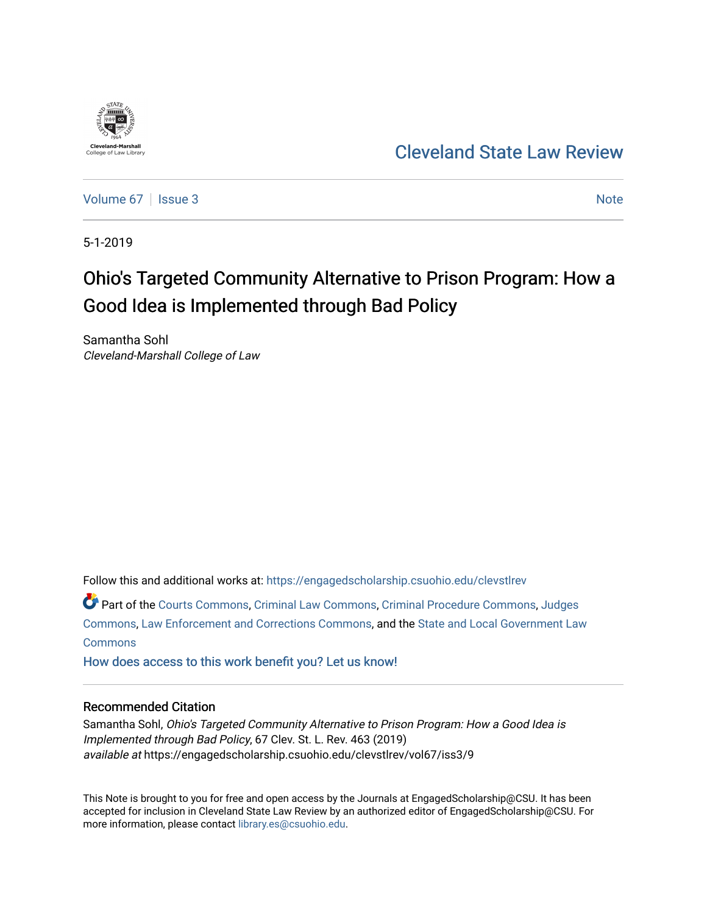Cleveland-Marshall College of Law Library

# Cleveland State Law Review

Volume 67 | Issue 3 | Note

5-1-2019

# Ohio's Targeted Community Alternative to Prison Program: How a Good Idea is Implemented through Bad Policy

Samantha Sohl
*Cleveland-Marshall College of Law*

Follow this and additional works at: https://engagedscholarship.csuohio.edu/clevstlrev

Part of the Courts Commons, Criminal Law Commons, Criminal Procedure Commons, Judges Commons, Law Enforcement and Corrections Commons, and the State and Local Government Law Commons

How does access to this work benefit you? Let us know!

## Recommended Citation

Samantha Sohl, *Ohio's Targeted Community Alternative to Prison Program: How a Good Idea is Implemented through Bad Policy*, 67 Clev. St. L. Rev. 463 (2019)
*available at* https://engagedscholarship.csuohio.edu/clevstlrev/vol67/iss3/9

This Note is brought to you for free and open access by the Journals at EngagedScholarship@CSU. It has been accepted for inclusion in Cleveland State Law Review by an authorized editor of EngagedScholarship@CSU. For more information, please contact library.es@csuohio.edu.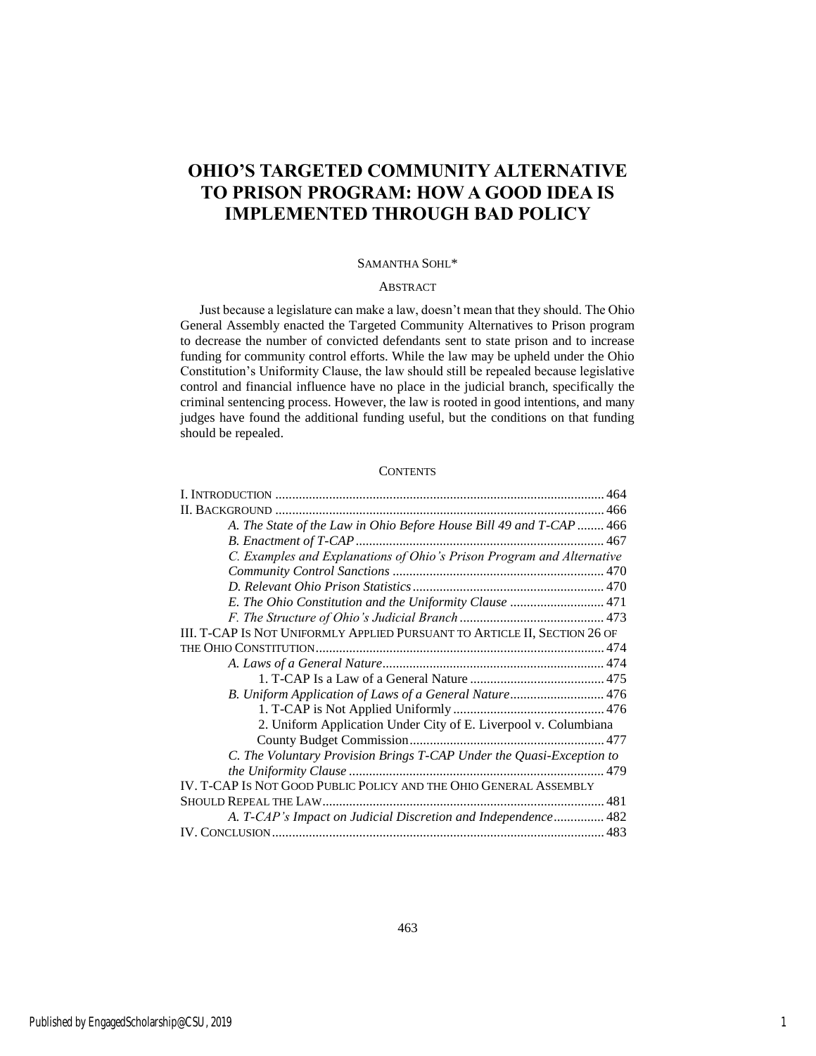# OHIO'S TARGETED COMMUNITY ALTERNATIVE TO PRISON PROGRAM: HOW A GOOD IDEA IS IMPLEMENTED THROUGH BAD POLICY

SAMANTHA SOHL*

ABSTRACT

Just because a legislature can make a law, doesn't mean that they should. The Ohio General Assembly enacted the Targeted Community Alternatives to Prison program to decrease the number of convicted defendants sent to state prison and to increase funding for community control efforts. While the law may be upheld under the Ohio Constitution's Uniformity Clause, the law should still be repealed because legislative control and financial influence have no place in the judicial branch, specifically the criminal sentencing process. However, the law is rooted in good intentions, and many judges have found the additional funding useful, but the conditions on that funding should be repealed.

CONTENTS

I. INTRODUCTION ........ 464
II. BACKGROUND ........ 466
- *A. The State of the Law in Ohio Before House Bill 49 and T-CAP* ........ 466
- *B. Enactment of T-CAP* ........ 467
- *C. Examples and Explanations of Ohio's Prison Program and Alternative Community Control Sanctions* ........ 470
- *D. Relevant Ohio Prison Statistics* ........ 470
- *E. The Ohio Constitution and the Uniformity Clause* ........ 471
- *F. The Structure of Ohio's Judicial Branch* ........ 473

III. T-CAP IS NOT UNIFORMLY APPLIED PURSUANT TO ARTICLE II, SECTION 26 OF THE OHIO CONSTITUTION ........ 474
- *A. Laws of a General Nature* ........ 474
  - 1. T-CAP Is a Law of a General Nature ........ 475
- *B. Uniform Application of Laws of a General Nature* ........ 476
  - 1. T-CAP is Not Applied Uniformly ........ 476
  - 2. Uniform Application Under City of E. Liverpool v. Columbiana County Budget Commission ........ 477
- *C. The Voluntary Provision Brings T-CAP Under the Quasi-Exception to the Uniformity Clause* ........ 479

IV. T-CAP IS NOT GOOD PUBLIC POLICY AND THE OHIO GENERAL ASSEMBLY SHOULD REPEAL THE LAW ........ 481
- *A. T-CAP's Impact on Judicial Discretion and Independence* ........ 482

IV. CONCLUSION ........ 483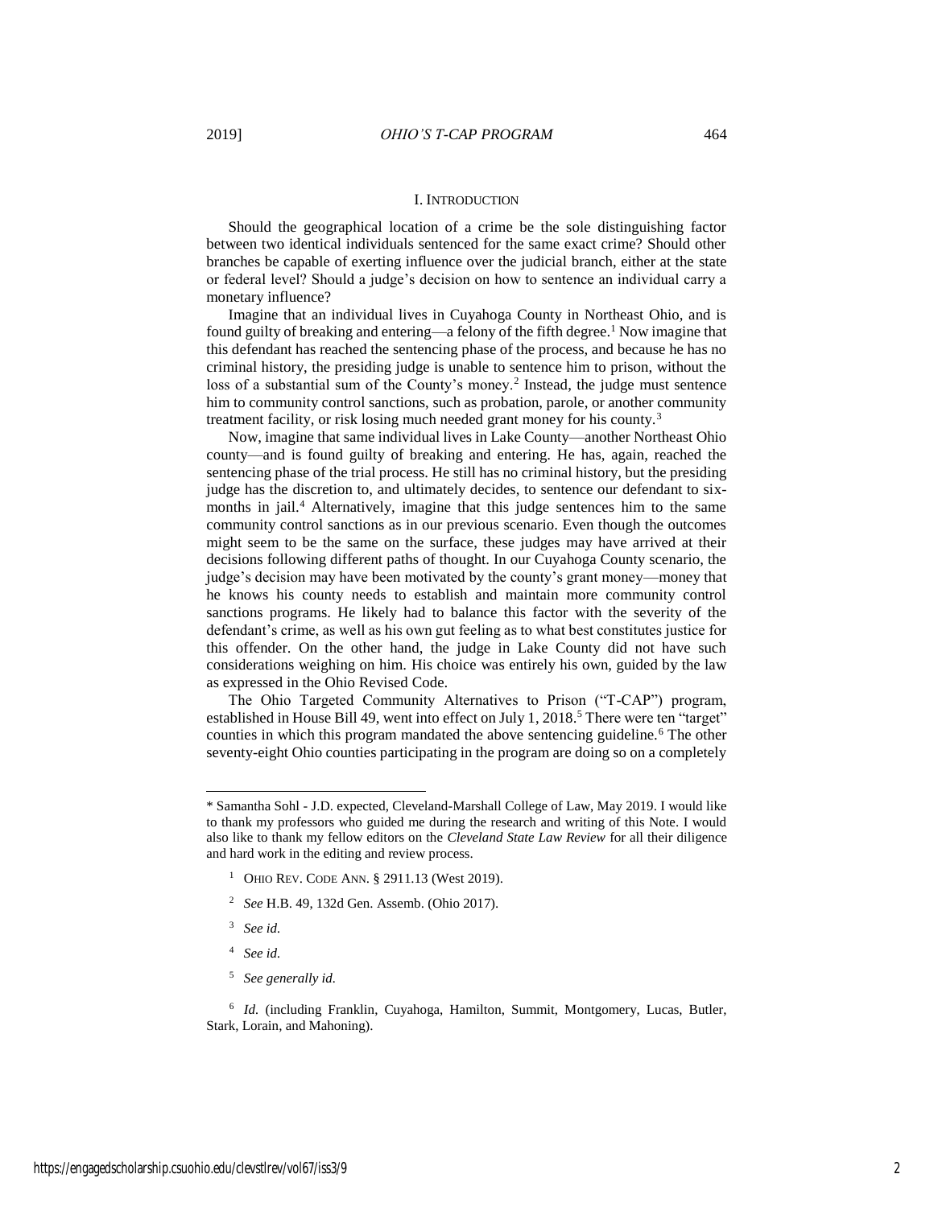## I. INTRODUCTION

Should the geographical location of a crime be the sole distinguishing factor between two identical individuals sentenced for the same exact crime? Should other branches be capable of exerting influence over the judicial branch, either at the state or federal level? Should a judge's decision on how to sentence an individual carry a monetary influence?

Imagine that an individual lives in Cuyahoga County in Northeast Ohio, and is found guilty of breaking and entering—a felony of the fifth degree.[1] Now imagine that this defendant has reached the sentencing phase of the process, and because he has no criminal history, the presiding judge is unable to sentence him to prison, without the loss of a substantial sum of the County's money.[2] Instead, the judge must sentence him to community control sanctions, such as probation, parole, or another community treatment facility, or risk losing much needed grant money for his county.[3]

Now, imagine that same individual lives in Lake County—another Northeast Ohio county—and is found guilty of breaking and entering. He has, again, reached the sentencing phase of the trial process. He still has no criminal history, but the presiding judge has the discretion to, and ultimately decides, to sentence our defendant to six-months in jail.[4] Alternatively, imagine that this judge sentences him to the same community control sanctions as in our previous scenario. Even though the outcomes might seem to be the same on the surface, these judges may have arrived at their decisions following different paths of thought. In our Cuyahoga County scenario, the judge's decision may have been motivated by the county's grant money—money that he knows his county needs to establish and maintain more community control sanctions programs. He likely had to balance this factor with the severity of the defendant's crime, as well as his own gut feeling as to what best constitutes justice for this offender. On the other hand, the judge in Lake County did not have such considerations weighing on him. His choice was entirely his own, guided by the law as expressed in the Ohio Revised Code.

The Ohio Targeted Community Alternatives to Prison ("T-CAP") program, established in House Bill 49, went into effect on July 1, 2018.[5] There were ten "target" counties in which this program mandated the above sentencing guideline.[6] The other seventy-eight Ohio counties participating in the program are doing so on a completely

---

\* Samantha Sohl - J.D. expected, Cleveland-Marshall College of Law, May 2019. I would like to thank my professors who guided me during the research and writing of this Note. I would also like to thank my fellow editors on the *Cleveland State Law Review* for all their diligence and hard work in the editing and review process.

[1] OHIO REV. CODE ANN. § 2911.13 (West 2019).

[2] *See* H.B. 49, 132d Gen. Assemb. (Ohio 2017).

[3] *See id.*

[4] *See id.*

[5] *See generally id.*

[6] *Id.* (including Franklin, Cuyahoga, Hamilton, Summit, Montgomery, Lucas, Butler, Stark, Lorain, and Mahoning).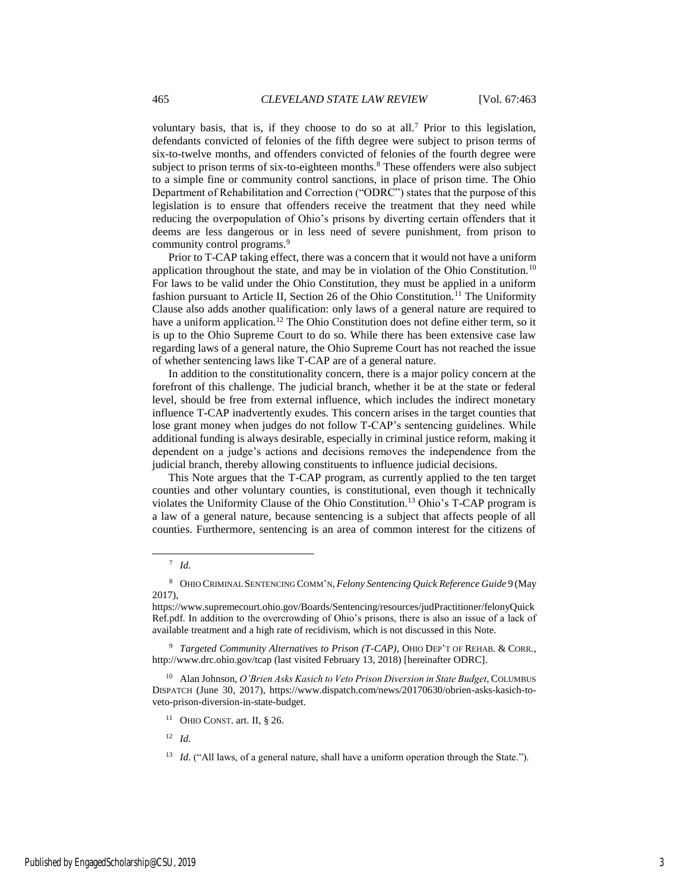voluntary basis, that is, if they choose to do so at all.[7] Prior to this legislation, defendants convicted of felonies of the fifth degree were subject to prison terms of six-to-twelve months, and offenders convicted of felonies of the fourth degree were subject to prison terms of six-to-eighteen months.[8] These offenders were also subject to a simple fine or community control sanctions, in place of prison time. The Ohio Department of Rehabilitation and Correction ("ODRC") states that the purpose of this legislation is to ensure that offenders receive the treatment that they need while reducing the overpopulation of Ohio's prisons by diverting certain offenders that it deems are less dangerous or in less need of severe punishment, from prison to community control programs.[9]

Prior to T-CAP taking effect, there was a concern that it would not have a uniform application throughout the state, and may be in violation of the Ohio Constitution.[10] For laws to be valid under the Ohio Constitution, they must be applied in a uniform fashion pursuant to Article II, Section 26 of the Ohio Constitution.[11] The Uniformity Clause also adds another qualification: only laws of a general nature are required to have a uniform application.[12] The Ohio Constitution does not define either term, so it is up to the Ohio Supreme Court to do so. While there has been extensive case law regarding laws of a general nature, the Ohio Supreme Court has not reached the issue of whether sentencing laws like T-CAP are of a general nature.

In addition to the constitutionality concern, there is a major policy concern at the forefront of this challenge. The judicial branch, whether it be at the state or federal level, should be free from external influence, which includes the indirect monetary influence T-CAP inadvertently exudes. This concern arises in the target counties that lose grant money when judges do not follow T-CAP's sentencing guidelines. While additional funding is always desirable, especially in criminal justice reform, making it dependent on a judge's actions and decisions removes the independence from the judicial branch, thereby allowing constituents to influence judicial decisions.

This Note argues that the T-CAP program, as currently applied to the ten target counties and other voluntary counties, is constitutional, even though it technically violates the Uniformity Clause of the Ohio Constitution.[13] Ohio's T-CAP program is a law of a general nature, because sentencing is a subject that affects people of all counties. Furthermore, sentencing is an area of common interest for the citizens of

---

[7] *Id.*

[8] OHIO CRIMINAL SENTENCING COMM'N, *Felony Sentencing Quick Reference Guide* 9 (May 2017), https://www.supremecourt.ohio.gov/Boards/Sentencing/resources/judPractitioner/felonyQuickRef.pdf. In addition to the overcrowding of Ohio's prisons, there is also an issue of a lack of available treatment and a high rate of recidivism, which is not discussed in this Note.

[9] *Targeted Community Alternatives to Prison (T-CAP)*, OHIO DEP'T OF REHAB. & CORR., http://www.drc.ohio.gov/tcap (last visited February 13, 2018) [hereinafter ODRC].

[10] Alan Johnson, *O'Brien Asks Kasich to Veto Prison Diversion in State Budget*, COLUMBUS DISPATCH (June 30, 2017), https://www.dispatch.com/news/20170630/obrien-asks-kasich-to-veto-prison-diversion-in-state-budget.

[11] OHIO CONST. art. II, § 26.

[12] *Id.*

[13] *Id.* ("All laws, of a general nature, shall have a uniform operation through the State.").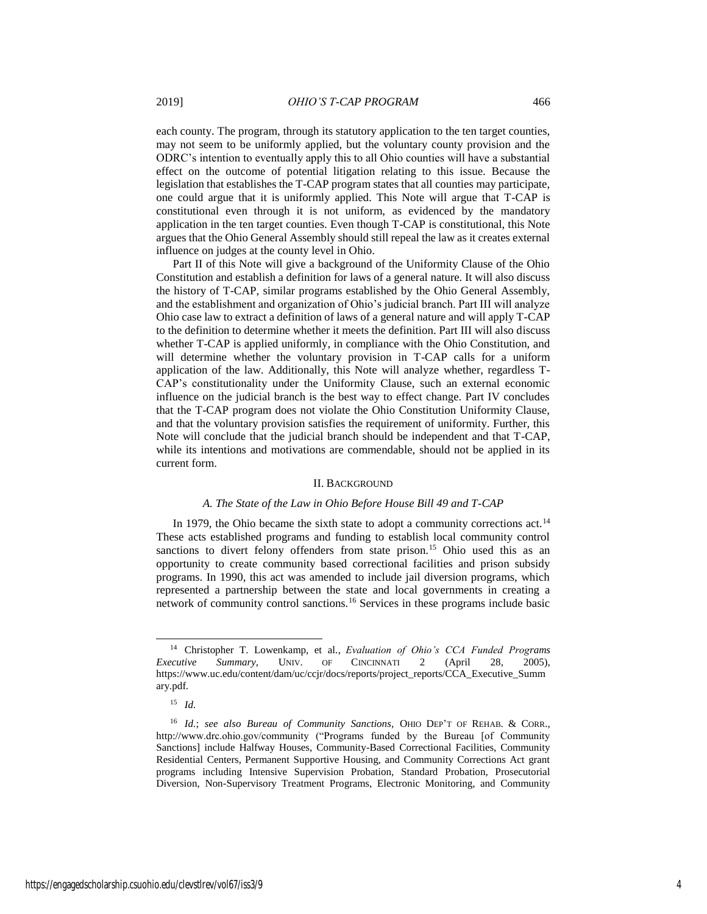each county. The program, through its statutory application to the ten target counties, may not seem to be uniformly applied, but the voluntary county provision and the ODRC's intention to eventually apply this to all Ohio counties will have a substantial effect on the outcome of potential litigation relating to this issue. Because the legislation that establishes the T-CAP program states that all counties may participate, one could argue that it is uniformly applied. This Note will argue that T-CAP is constitutional even through it is not uniform, as evidenced by the mandatory application in the ten target counties. Even though T-CAP is constitutional, this Note argues that the Ohio General Assembly should still repeal the law as it creates external influence on judges at the county level in Ohio.

Part II of this Note will give a background of the Uniformity Clause of the Ohio Constitution and establish a definition for laws of a general nature. It will also discuss the history of T-CAP, similar programs established by the Ohio General Assembly, and the establishment and organization of Ohio's judicial branch. Part III will analyze Ohio case law to extract a definition of laws of a general nature and will apply T-CAP to the definition to determine whether it meets the definition. Part III will also discuss whether T-CAP is applied uniformly, in compliance with the Ohio Constitution, and will determine whether the voluntary provision in T-CAP calls for a uniform application of the law. Additionally, this Note will analyze whether, regardless T-CAP's constitutionality under the Uniformity Clause, such an external economic influence on the judicial branch is the best way to effect change. Part IV concludes that the T-CAP program does not violate the Ohio Constitution Uniformity Clause, and that the voluntary provision satisfies the requirement of uniformity. Further, this Note will conclude that the judicial branch should be independent and that T-CAP, while its intentions and motivations are commendable, should not be applied in its current form.

## II. BACKGROUND

### *A. The State of the Law in Ohio Before House Bill 49 and T-CAP*

In 1979, the Ohio became the sixth state to adopt a community corrections act.[14] These acts established programs and funding to establish local community control sanctions to divert felony offenders from state prison.[15] Ohio used this as an opportunity to create community based correctional facilities and prison subsidy programs. In 1990, this act was amended to include jail diversion programs, which represented a partnership between the state and local governments in creating a network of community control sanctions.[16] Services in these programs include basic

---

[14] Christopher T. Lowenkamp, et al., *Evaluation of Ohio's CCA Funded Programs Executive Summary*, UNIV. OF CINCINNATI 2 (April 28, 2005), https://www.uc.edu/content/dam/uc/ccjr/docs/reports/project_reports/CCA_Executive_Summary.pdf.

[15] *Id.*

[16] *Id.*; *see also Bureau of Community Sanctions*, OHIO DEP'T OF REHAB. & CORR., http://www.drc.ohio.gov/community ("Programs funded by the Bureau [of Community Sanctions] include Halfway Houses, Community-Based Correctional Facilities, Community Residential Centers, Permanent Supportive Housing, and Community Corrections Act grant programs including Intensive Supervision Probation, Standard Probation, Prosecutorial Diversion, Non-Supervisory Treatment Programs, Electronic Monitoring, and Community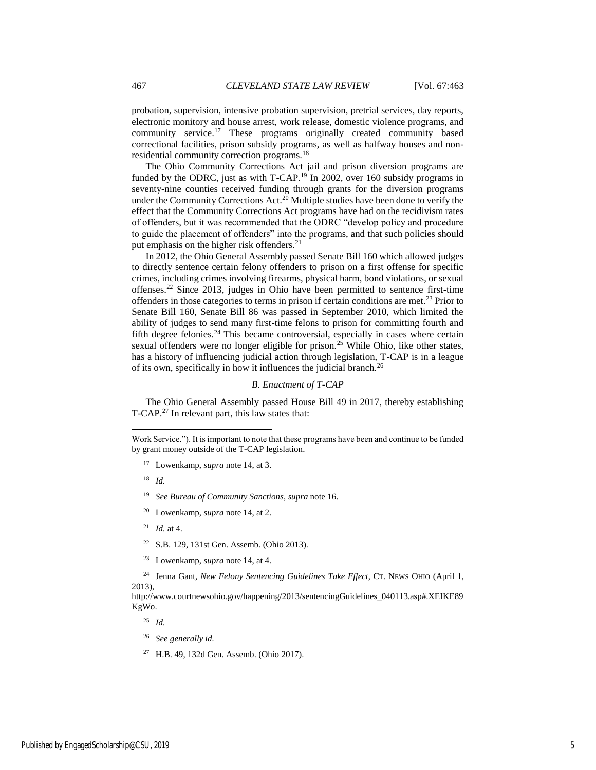probation, supervision, intensive probation supervision, pretrial services, day reports, electronic monitory and house arrest, work release, domestic violence programs, and community service.[17] These programs originally created community based correctional facilities, prison subsidy programs, as well as halfway houses and non-residential community correction programs.[18]

The Ohio Community Corrections Act jail and prison diversion programs are funded by the ODRC, just as with T-CAP.[19] In 2002, over 160 subsidy programs in seventy-nine counties received funding through grants for the diversion programs under the Community Corrections Act.[20] Multiple studies have been done to verify the effect that the Community Corrections Act programs have had on the recidivism rates of offenders, but it was recommended that the ODRC "develop policy and procedure to guide the placement of offenders" into the programs, and that such policies should put emphasis on the higher risk offenders.[21]

In 2012, the Ohio General Assembly passed Senate Bill 160 which allowed judges to directly sentence certain felony offenders to prison on a first offense for specific crimes, including crimes involving firearms, physical harm, bond violations, or sexual offenses.[22] Since 2013, judges in Ohio have been permitted to sentence first-time offenders in those categories to terms in prison if certain conditions are met.[23] Prior to Senate Bill 160, Senate Bill 86 was passed in September 2010, which limited the ability of judges to send many first-time felons to prison for committing fourth and fifth degree felonies.[24] This became controversial, especially in cases where certain sexual offenders were no longer eligible for prison.[25] While Ohio, like other states, has a history of influencing judicial action through legislation, T-CAP is in a league of its own, specifically in how it influences the judicial branch.[26]

### *B. Enactment of T-CAP*

The Ohio General Assembly passed House Bill 49 in 2017, thereby establishing T-CAP.[27] In relevant part, this law states that:

---

Work Service."). It is important to note that these programs have been and continue to be funded by grant money outside of the T-CAP legislation.

[17] Lowenkamp, *supra* note 14, at 3.

[18] *Id.*

[19] *See Bureau of Community Sanctions*, *supra* note 16.

[20] Lowenkamp, *supra* note 14, at 2.

[21] *Id.* at 4.

[22] S.B. 129, 131st Gen. Assemb. (Ohio 2013).

[23] Lowenkamp, *supra* note 14, at 4.

[24] Jenna Gant, *New Felony Sentencing Guidelines Take Effect*, CT. NEWS OHIO (April 1, 2013), http://www.courtnewsohio.gov/happening/2013/sentencingGuidelines_040113.asp#.XEIKE89KgWo.

[25] *Id.*

[26] *See generally id.*

[27] H.B. 49, 132d Gen. Assemb. (Ohio 2017).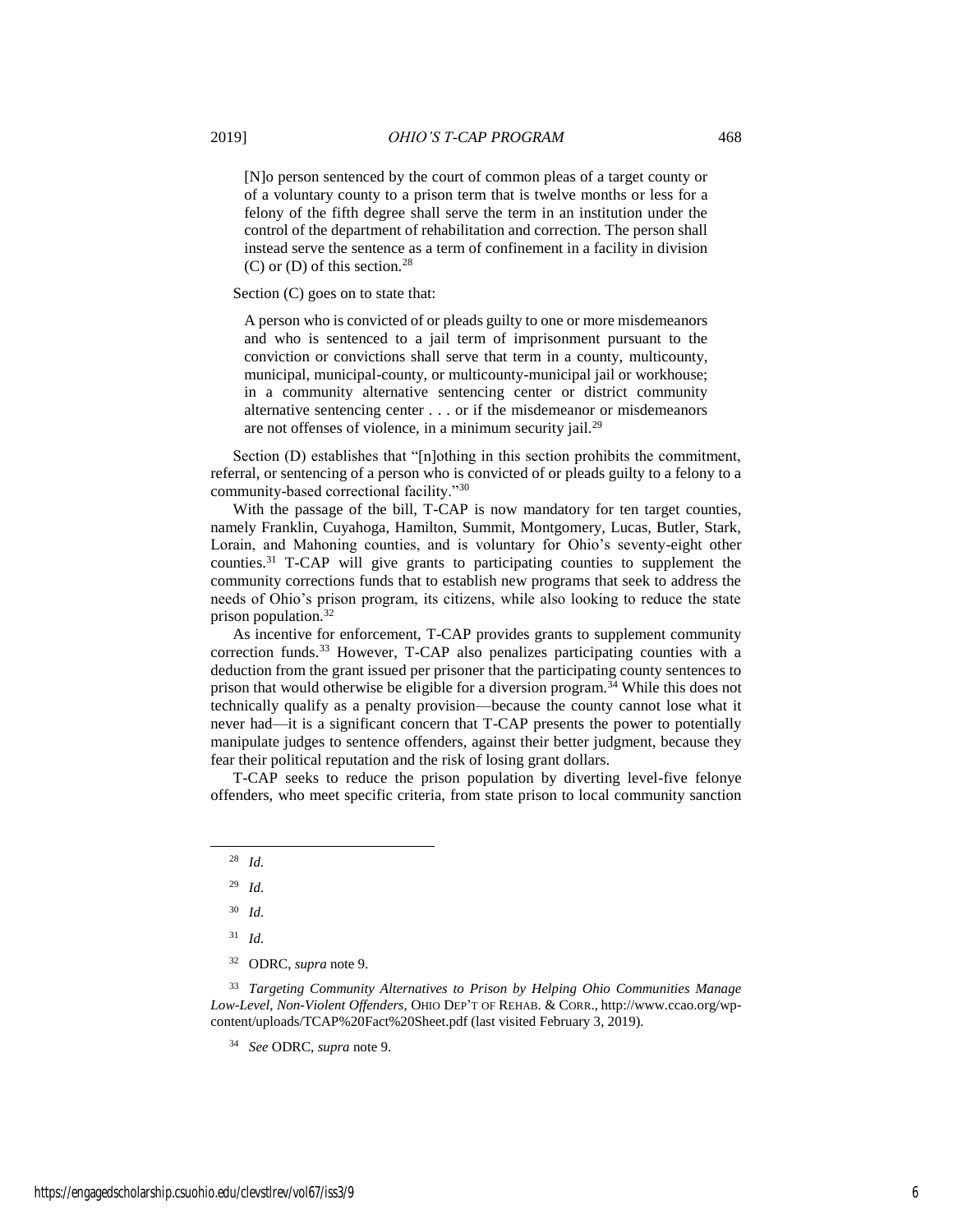> [N]o person sentenced by the court of common pleas of a target county or of a voluntary county to a prison term that is twelve months or less for a felony of the fifth degree shall serve the term in an institution under the control of the department of rehabilitation and correction. The person shall instead serve the sentence as a term of confinement in a facility in division (C) or (D) of this section.[28]

Section (C) goes on to state that:

> A person who is convicted of or pleads guilty to one or more misdemeanors and who is sentenced to a jail term of imprisonment pursuant to the conviction or convictions shall serve that term in a county, multicounty, municipal, municipal-county, or multicounty-municipal jail or workhouse; in a community alternative sentencing center or district community alternative sentencing center . . . or if the misdemeanor or misdemeanors are not offenses of violence, in a minimum security jail.[29]

Section (D) establishes that "[n]othing in this section prohibits the commitment, referral, or sentencing of a person who is convicted of or pleads guilty to a felony to a community-based correctional facility."[30]

With the passage of the bill, T-CAP is now mandatory for ten target counties, namely Franklin, Cuyahoga, Hamilton, Summit, Montgomery, Lucas, Butler, Stark, Lorain, and Mahoning counties, and is voluntary for Ohio's seventy-eight other counties.[31] T-CAP will give grants to participating counties to supplement the community corrections funds that to establish new programs that seek to address the needs of Ohio's prison program, its citizens, while also looking to reduce the state prison population.[32]

As incentive for enforcement, T-CAP provides grants to supplement community correction funds.[33] However, T-CAP also penalizes participating counties with a deduction from the grant issued per prisoner that the participating county sentences to prison that would otherwise be eligible for a diversion program.[34] While this does not technically qualify as a penalty provision—because the county cannot lose what it never had—it is a significant concern that T-CAP presents the power to potentially manipulate judges to sentence offenders, against their better judgment, because they fear their political reputation and the risk of losing grant dollars.

T-CAP seeks to reduce the prison population by diverting level-five felonye offenders, who meet specific criteria, from state prison to local community sanction

---

[28] *Id.*

[29] *Id.*

[30] *Id.*

[31] *Id.*

[32] ODRC, *supra* note 9.

[33] *Targeting Community Alternatives to Prison by Helping Ohio Communities Manage Low-Level, Non-Violent Offenders*, OHIO DEP'T OF REHAB. & CORR., http://www.ccao.org/wp-content/uploads/TCAP%20Fact%20Sheet.pdf (last visited February 3, 2019).

[34] *See* ODRC, *supra* note 9.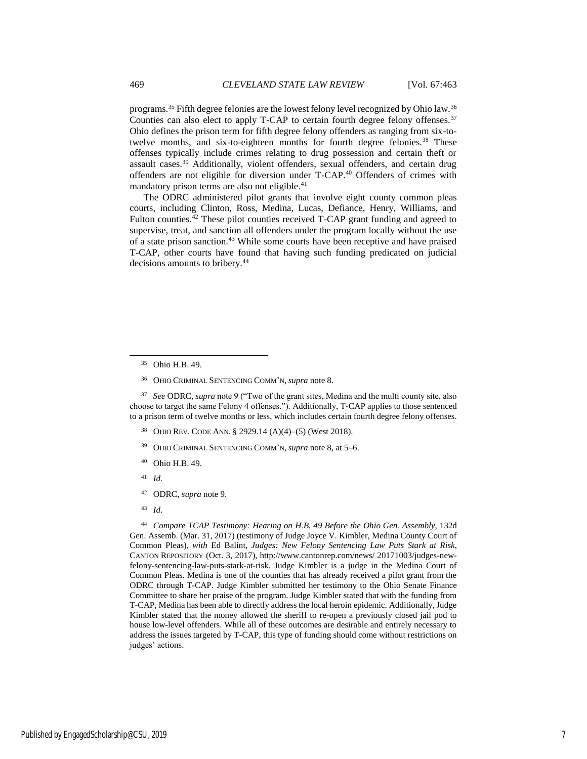programs.[35] Fifth degree felonies are the lowest felony level recognized by Ohio law.[36] Counties can also elect to apply T-CAP to certain fourth degree felony offenses.[37] Ohio defines the prison term for fifth degree felony offenders as ranging from six-to-twelve months, and six-to-eighteen months for fourth degree felonies.[38] These offenses typically include crimes relating to drug possession and certain theft or assault cases.[39] Additionally, violent offenders, sexual offenders, and certain drug offenders are not eligible for diversion under T-CAP.[40] Offenders of crimes with mandatory prison terms are also not eligible.[41]

The ODRC administered pilot grants that involve eight county common pleas courts, including Clinton, Ross, Medina, Lucas, Defiance, Henry, Williams, and Fulton counties.[42] These pilot counties received T-CAP grant funding and agreed to supervise, treat, and sanction all offenders under the program locally without the use of a state prison sanction.[43] While some courts have been receptive and have praised T-CAP, other courts have found that having such funding predicated on judicial decisions amounts to bribery.[44]

---

[35] Ohio H.B. 49.

[36] OHIO CRIMINAL SENTENCING COMM'N, *supra* note 8.

[37] *See* ODRC, *supra* note 9 ("Two of the grant sites, Medina and the multi county site, also choose to target the same Felony 4 offenses."). Additionally, T-CAP applies to those sentenced to a prison term of twelve months or less, which includes certain fourth degree felony offenses.

[38] OHIO REV. CODE ANN. § 2929.14 (A)(4)–(5) (West 2018).

[39] OHIO CRIMINAL SENTENCING COMM'N, *supra* note 8, at 5–6.

[40] Ohio H.B. 49.

[41] *Id.*

[42] ODRC, *supra* note 9.

[43] *Id.*

[44] *Compare TCAP Testimony: Hearing on H.B. 49 Before the Ohio Gen. Assembly*, 132d Gen. Assemb. (Mar. 31, 2017) (testimony of Judge Joyce V. Kimbler, Medina County Court of Common Pleas), *with* Ed Balint, *Judges: New Felony Sentencing Law Puts Stark at Risk*, CANTON REPOSITORY (Oct. 3, 2017), http://www.cantonrep.com/news/ 20171003/judges-new-felony-sentencing-law-puts-stark-at-risk. Judge Kimbler is a judge in the Medina Court of Common Pleas. Medina is one of the counties that has already received a pilot grant from the ODRC through T-CAP. Judge Kimbler submitted her testimony to the Ohio Senate Finance Committee to share her praise of the program. Judge Kimbler stated that with the funding from T-CAP, Medina has been able to directly address the local heroin epidemic. Additionally, Judge Kimbler stated that the money allowed the sheriff to re-open a previously closed jail pod to house low-level offenders. While all of these outcomes are desirable and entirely necessary to address the issues targeted by T-CAP, this type of funding should come without restrictions on judges' actions.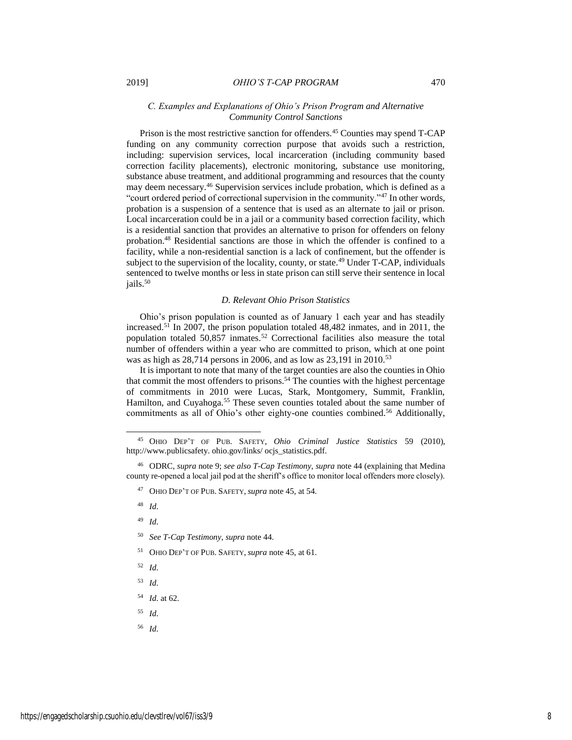### *C. Examples and Explanations of Ohio's Prison Program and Alternative Community Control Sanctions*

Prison is the most restrictive sanction for offenders.[45] Counties may spend T-CAP funding on any community correction purpose that avoids such a restriction, including: supervision services, local incarceration (including community based correction facility placements), electronic monitoring, substance use monitoring, substance abuse treatment, and additional programming and resources that the county may deem necessary.[46] Supervision services include probation, which is defined as a "court ordered period of correctional supervision in the community."[47] In other words, probation is a suspension of a sentence that is used as an alternate to jail or prison. Local incarceration could be in a jail or a community based correction facility, which is a residential sanction that provides an alternative to prison for offenders on felony probation.[48] Residential sanctions are those in which the offender is confined to a facility, while a non-residential sanction is a lack of confinement, but the offender is subject to the supervision of the locality, county, or state.[49] Under T-CAP, individuals sentenced to twelve months or less in state prison can still serve their sentence in local jails.[50]

### *D. Relevant Ohio Prison Statistics*

Ohio's prison population is counted as of January 1 each year and has steadily increased.[51] In 2007, the prison population totaled 48,482 inmates, and in 2011, the population totaled 50,857 inmates.[52] Correctional facilities also measure the total number of offenders within a year who are committed to prison, which at one point was as high as 28,714 persons in 2006, and as low as 23,191 in 2010.[53]

It is important to note that many of the target counties are also the counties in Ohio that commit the most offenders to prisons.[54] The counties with the highest percentage of commitments in 2010 were Lucas, Stark, Montgomery, Summit, Franklin, Hamilton, and Cuyahoga.[55] These seven counties totaled about the same number of commitments as all of Ohio's other eighty-one counties combined.[56] Additionally,

---

[45] OHIO DEP'T OF PUB. SAFETY, *Ohio Criminal Justice Statistics* 59 (2010), http://www.publicsafety. ohio.gov/links/ ocjs_statistics.pdf.

[46] ODRC, *supra* note 9; *see also T-Cap Testimony*, *supra* note 44 (explaining that Medina county re-opened a local jail pod at the sheriff's office to monitor local offenders more closely).

[47] OHIO DEP'T OF PUB. SAFETY, *supra* note 45, at 54.

[48] *Id.*

[49] *Id.*

[50] *See T-Cap Testimony*, *supra* note 44.

[51] OHIO DEP'T OF PUB. SAFETY, *supra* note 45, at 61.

[52] *Id.*

[53] *Id.*

[54] *Id.* at 62.

[55] *Id.*

[56] *Id.*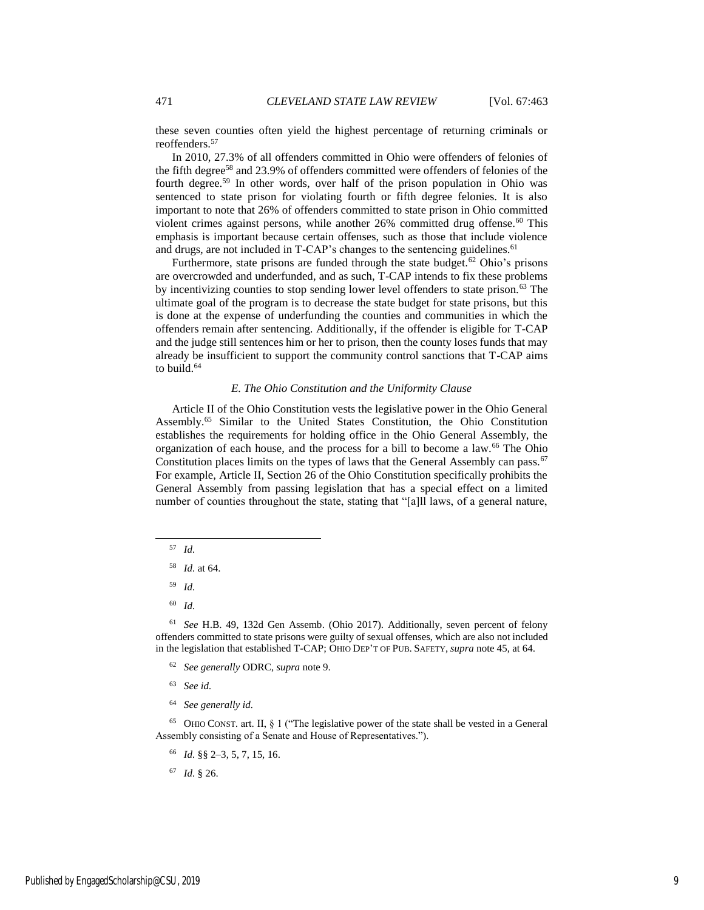these seven counties often yield the highest percentage of returning criminals or reoffenders.[57]

In 2010, 27.3% of all offenders committed in Ohio were offenders of felonies of the fifth degree[58] and 23.9% of offenders committed were offenders of felonies of the fourth degree.[59] In other words, over half of the prison population in Ohio was sentenced to state prison for violating fourth or fifth degree felonies. It is also important to note that 26% of offenders committed to state prison in Ohio committed violent crimes against persons, while another 26% committed drug offense.[60] This emphasis is important because certain offenses, such as those that include violence and drugs, are not included in T-CAP's changes to the sentencing guidelines.[61]

Furthermore, state prisons are funded through the state budget.[62] Ohio's prisons are overcrowded and underfunded, and as such, T-CAP intends to fix these problems by incentivizing counties to stop sending lower level offenders to state prison.[63] The ultimate goal of the program is to decrease the state budget for state prisons, but this is done at the expense of underfunding the counties and communities in which the offenders remain after sentencing. Additionally, if the offender is eligible for T-CAP and the judge still sentences him or her to prison, then the county loses funds that may already be insufficient to support the community control sanctions that T-CAP aims to build.[64]

### *E. The Ohio Constitution and the Uniformity Clause*

Article II of the Ohio Constitution vests the legislative power in the Ohio General Assembly.[65] Similar to the United States Constitution, the Ohio Constitution establishes the requirements for holding office in the Ohio General Assembly, the organization of each house, and the process for a bill to become a law.[66] The Ohio Constitution places limits on the types of laws that the General Assembly can pass.[67] For example, Article II, Section 26 of the Ohio Constitution specifically prohibits the General Assembly from passing legislation that has a special effect on a limited number of counties throughout the state, stating that "[a]ll laws, of a general nature,

---

[57] *Id.*

[58] *Id.* at 64.

[59] *Id.*

[60] *Id.*

[61] *See* H.B. 49, 132d Gen Assemb. (Ohio 2017). Additionally, seven percent of felony offenders committed to state prisons were guilty of sexual offenses, which are also not included in the legislation that established T-CAP; OHIO DEP'T OF PUB. SAFETY, *supra* note 45, at 64.

[62] *See generally* ODRC, *supra* note 9.

[63] *See id.*

[64] *See generally id.*

[65] OHIO CONST. art. II, § 1 ("The legislative power of the state shall be vested in a General Assembly consisting of a Senate and House of Representatives.").

[66] *Id.* §§ 2–3, 5, 7, 15, 16.

[67] *Id.* § 26.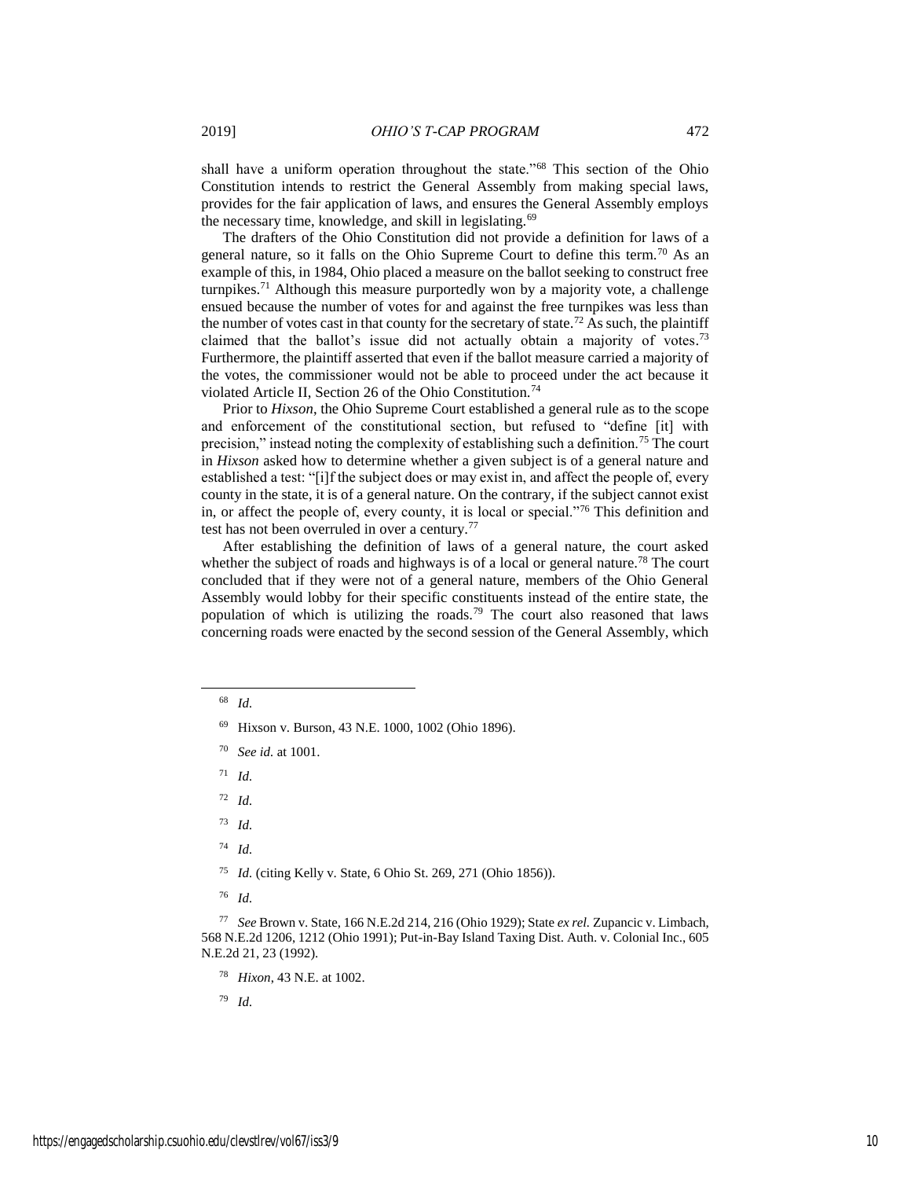shall have a uniform operation throughout the state."[68] This section of the Ohio Constitution intends to restrict the General Assembly from making special laws, provides for the fair application of laws, and ensures the General Assembly employs the necessary time, knowledge, and skill in legislating.[69]

The drafters of the Ohio Constitution did not provide a definition for laws of a general nature, so it falls on the Ohio Supreme Court to define this term.[70] As an example of this, in 1984, Ohio placed a measure on the ballot seeking to construct free turnpikes.[71] Although this measure purportedly won by a majority vote, a challenge ensued because the number of votes for and against the free turnpikes was less than the number of votes cast in that county for the secretary of state.[72] As such, the plaintiff claimed that the ballot's issue did not actually obtain a majority of votes.[73] Furthermore, the plaintiff asserted that even if the ballot measure carried a majority of the votes, the commissioner would not be able to proceed under the act because it violated Article II, Section 26 of the Ohio Constitution.[74]

Prior to *Hixson*, the Ohio Supreme Court established a general rule as to the scope and enforcement of the constitutional section, but refused to "define [it] with precision," instead noting the complexity of establishing such a definition.[75] The court in *Hixson* asked how to determine whether a given subject is of a general nature and established a test: "[i]f the subject does or may exist in, and affect the people of, every county in the state, it is of a general nature. On the contrary, if the subject cannot exist in, or affect the people of, every county, it is local or special."[76] This definition and test has not been overruled in over a century.[77]

After establishing the definition of laws of a general nature, the court asked whether the subject of roads and highways is of a local or general nature.[78] The court concluded that if they were not of a general nature, members of the Ohio General Assembly would lobby for their specific constituents instead of the entire state, the population of which is utilizing the roads.[79] The court also reasoned that laws concerning roads were enacted by the second session of the General Assembly, which

---

[68] *Id.*

[69] Hixson v. Burson, 43 N.E. 1000, 1002 (Ohio 1896).

[70] *See id.* at 1001.

[71] *Id.*

[72] *Id.*

[73] *Id.*

[74] *Id.*

[75] *Id.* (citing Kelly v. State, 6 Ohio St. 269, 271 (Ohio 1856)).

[76] *Id.*

[77] *See* Brown v. State, 166 N.E.2d 214, 216 (Ohio 1929); State *ex rel.* Zupancic v. Limbach, 568 N.E.2d 1206, 1212 (Ohio 1991); Put-in-Bay Island Taxing Dist. Auth. v. Colonial Inc., 605 N.E.2d 21, 23 (1992).

[78] *Hixon*, 43 N.E. at 1002.

[79] *Id.*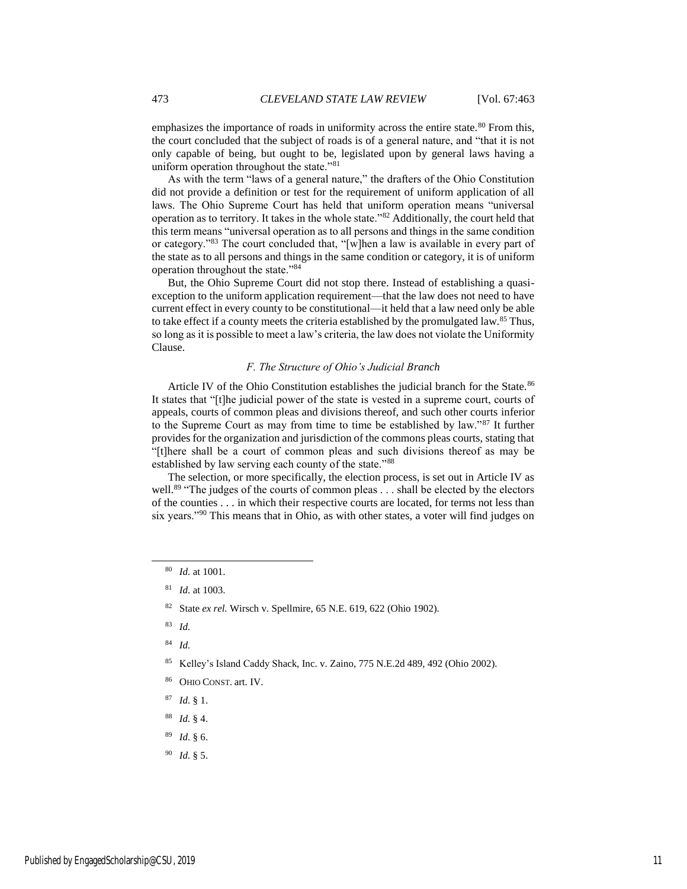emphasizes the importance of roads in uniformity across the entire state.[80] From this, the court concluded that the subject of roads is of a general nature, and "that it is not only capable of being, but ought to be, legislated upon by general laws having a uniform operation throughout the state."[81]

As with the term "laws of a general nature," the drafters of the Ohio Constitution did not provide a definition or test for the requirement of uniform application of all laws. The Ohio Supreme Court has held that uniform operation means "universal operation as to territory. It takes in the whole state."[82] Additionally, the court held that this term means "universal operation as to all persons and things in the same condition or category."[83] The court concluded that, "[w]hen a law is available in every part of the state as to all persons and things in the same condition or category, it is of uniform operation throughout the state."[84]

But, the Ohio Supreme Court did not stop there. Instead of establishing a quasi-exception to the uniform application requirement—that the law does not need to have current effect in every county to be constitutional—it held that a law need only be able to take effect if a county meets the criteria established by the promulgated law.[85] Thus, so long as it is possible to meet a law's criteria, the law does not violate the Uniformity Clause.

### *F. The Structure of Ohio's Judicial Branch*

Article IV of the Ohio Constitution establishes the judicial branch for the State.[86] It states that "[t]he judicial power of the state is vested in a supreme court, courts of appeals, courts of common pleas and divisions thereof, and such other courts inferior to the Supreme Court as may from time to time be established by law."[87] It further provides for the organization and jurisdiction of the commons pleas courts, stating that "[t]here shall be a court of common pleas and such divisions thereof as may be established by law serving each county of the state."[88]

The selection, or more specifically, the election process, is set out in Article IV as well.[89] "The judges of the courts of common pleas . . . shall be elected by the electors of the counties . . . in which their respective courts are located, for terms not less than six years."[90] This means that in Ohio, as with other states, a voter will find judges on

---

[80] *Id.* at 1001.

[81] *Id.* at 1003.

[82] State *ex rel.* Wirsch v. Spellmire, 65 N.E. 619, 622 (Ohio 1902).

[83] *Id.*

[84] *Id.*

[85] Kelley's Island Caddy Shack, Inc. v. Zaino, 775 N.E.2d 489, 492 (Ohio 2002).

[86] OHIO CONST. art. IV.

[87] *Id.* § 1.

[88] *Id.* § 4.

[89] *Id.* § 6.

[90] *Id.* § 5.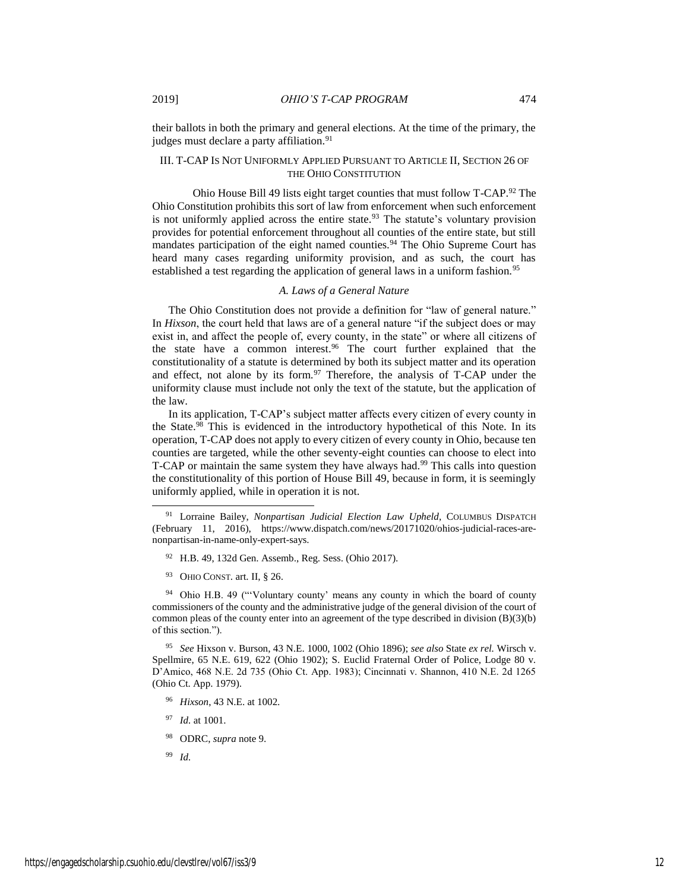their ballots in both the primary and general elections. At the time of the primary, the judges must declare a party affiliation.[91]

## III. T-CAP Is Not Uniformly Applied Pursuant to Article II, Section 26 of the Ohio Constitution

Ohio House Bill 49 lists eight target counties that must follow T-CAP.[92] The Ohio Constitution prohibits this sort of law from enforcement when such enforcement is not uniformly applied across the entire state.[93] The statute's voluntary provision provides for potential enforcement throughout all counties of the entire state, but still mandates participation of the eight named counties.[94] The Ohio Supreme Court has heard many cases regarding uniformity provision, and as such, the court has established a test regarding the application of general laws in a uniform fashion.[95]

### *A. Laws of a General Nature*

The Ohio Constitution does not provide a definition for "law of general nature." In *Hixson*, the court held that laws are of a general nature "if the subject does or may exist in, and affect the people of, every county, in the state" or where all citizens of the state have a common interest.[96] The court further explained that the constitutionality of a statute is determined by both its subject matter and its operation and effect, not alone by its form.[97] Therefore, the analysis of T-CAP under the uniformity clause must include not only the text of the statute, but the application of the law.

In its application, T-CAP's subject matter affects every citizen of every county in the State.[98] This is evidenced in the introductory hypothetical of this Note. In its operation, T-CAP does not apply to every citizen of every county in Ohio, because ten counties are targeted, while the other seventy-eight counties can choose to elect into T-CAP or maintain the same system they have always had.[99] This calls into question the constitutionality of this portion of House Bill 49, because in form, it is seemingly uniformly applied, while in operation it is not.

---

[91] Lorraine Bailey, *Nonpartisan Judicial Election Law Upheld*, COLUMBUS DISPATCH (February 11, 2016), https://www.dispatch.com/news/20171020/ohios-judicial-races-are-nonpartisan-in-name-only-expert-says.

[92] H.B. 49, 132d Gen. Assemb., Reg. Sess. (Ohio 2017).

[93] OHIO CONST. art. II, § 26.

[94] Ohio H.B. 49 ("'Voluntary county' means any county in which the board of county commissioners of the county and the administrative judge of the general division of the court of common pleas of the county enter into an agreement of the type described in division (B)(3)(b) of this section.").

[95] *See* Hixson v. Burson, 43 N.E. 1000, 1002 (Ohio 1896); *see also* State *ex rel.* Wirsch v. Spellmire, 65 N.E. 619, 622 (Ohio 1902); S. Euclid Fraternal Order of Police, Lodge 80 v. D'Amico, 468 N.E. 2d 735 (Ohio Ct. App. 1983); Cincinnati v. Shannon, 410 N.E. 2d 1265 (Ohio Ct. App. 1979).

[96] *Hixson*, 43 N.E. at 1002.

[97] *Id.* at 1001.

[98] ODRC, *supra* note 9.

[99] *Id.*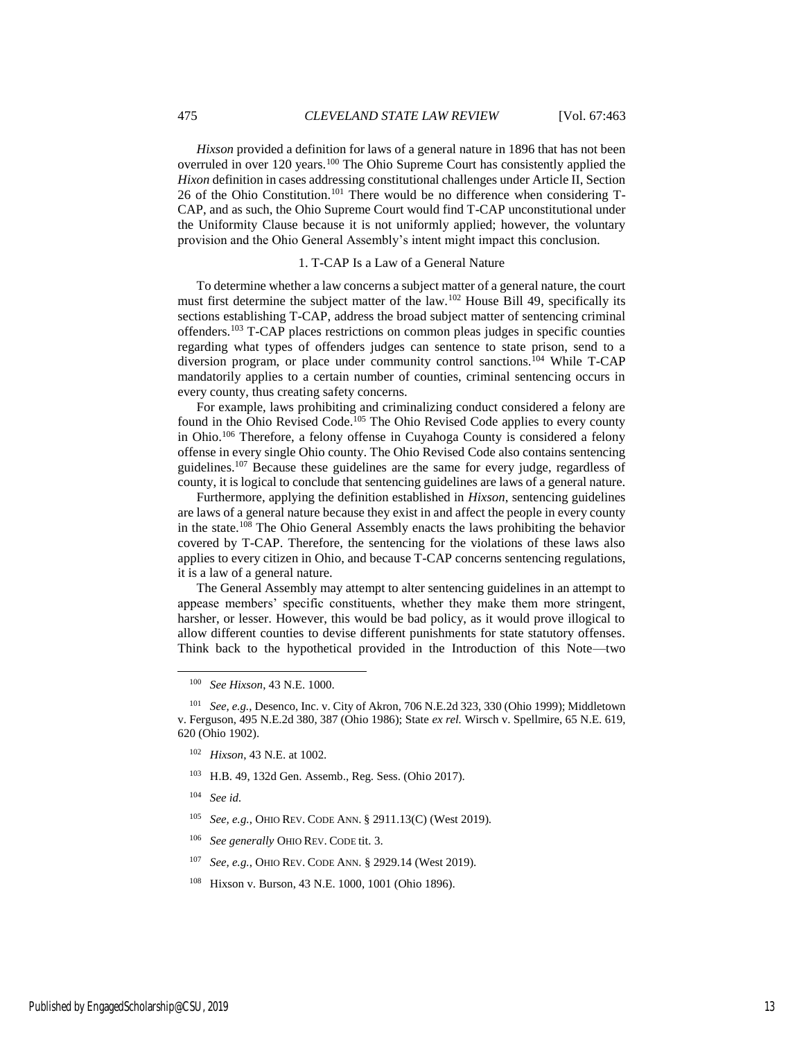*Hixson* provided a definition for laws of a general nature in 1896 that has not been overruled in over 120 years.[100] The Ohio Supreme Court has consistently applied the *Hixon* definition in cases addressing constitutional challenges under Article II, Section 26 of the Ohio Constitution.[101] There would be no difference when considering T-CAP, and as such, the Ohio Supreme Court would find T-CAP unconstitutional under the Uniformity Clause because it is not uniformly applied; however, the voluntary provision and the Ohio General Assembly's intent might impact this conclusion.

### 1. T-CAP Is a Law of a General Nature

To determine whether a law concerns a subject matter of a general nature, the court must first determine the subject matter of the law.[102] House Bill 49, specifically its sections establishing T-CAP, address the broad subject matter of sentencing criminal offenders.[103] T-CAP places restrictions on common pleas judges in specific counties regarding what types of offenders judges can sentence to state prison, send to a diversion program, or place under community control sanctions.[104] While T-CAP mandatorily applies to a certain number of counties, criminal sentencing occurs in every county, thus creating safety concerns.

For example, laws prohibiting and criminalizing conduct considered a felony are found in the Ohio Revised Code.[105] The Ohio Revised Code applies to every county in Ohio.[106] Therefore, a felony offense in Cuyahoga County is considered a felony offense in every single Ohio county. The Ohio Revised Code also contains sentencing guidelines.[107] Because these guidelines are the same for every judge, regardless of county, it is logical to conclude that sentencing guidelines are laws of a general nature.

Furthermore, applying the definition established in *Hixson*, sentencing guidelines are laws of a general nature because they exist in and affect the people in every county in the state.[108] The Ohio General Assembly enacts the laws prohibiting the behavior covered by T-CAP. Therefore, the sentencing for the violations of these laws also applies to every citizen in Ohio, and because T-CAP concerns sentencing regulations, it is a law of a general nature.

The General Assembly may attempt to alter sentencing guidelines in an attempt to appease members' specific constituents, whether they make them more stringent, harsher, or lesser. However, this would be bad policy, as it would prove illogical to allow different counties to devise different punishments for state statutory offenses. Think back to the hypothetical provided in the Introduction of this Note—two

---

[100] *See Hixson*, 43 N.E. 1000.

[101] *See, e.g.*, Desenco, Inc. v. City of Akron, 706 N.E.2d 323, 330 (Ohio 1999); Middletown v. Ferguson, 495 N.E.2d 380, 387 (Ohio 1986); State *ex rel.* Wirsch v. Spellmire, 65 N.E. 619, 620 (Ohio 1902).

[102] *Hixson*, 43 N.E. at 1002.

[103] H.B. 49, 132d Gen. Assemb., Reg. Sess. (Ohio 2017).

[104] *See id.*

[105] *See, e.g.*, OHIO REV. CODE ANN. § 2911.13(C) (West 2019).

[106] *See generally* OHIO REV. CODE tit. 3.

[107] *See, e.g.*, OHIO REV. CODE ANN. § 2929.14 (West 2019).

[108] Hixson v. Burson, 43 N.E. 1000, 1001 (Ohio 1896).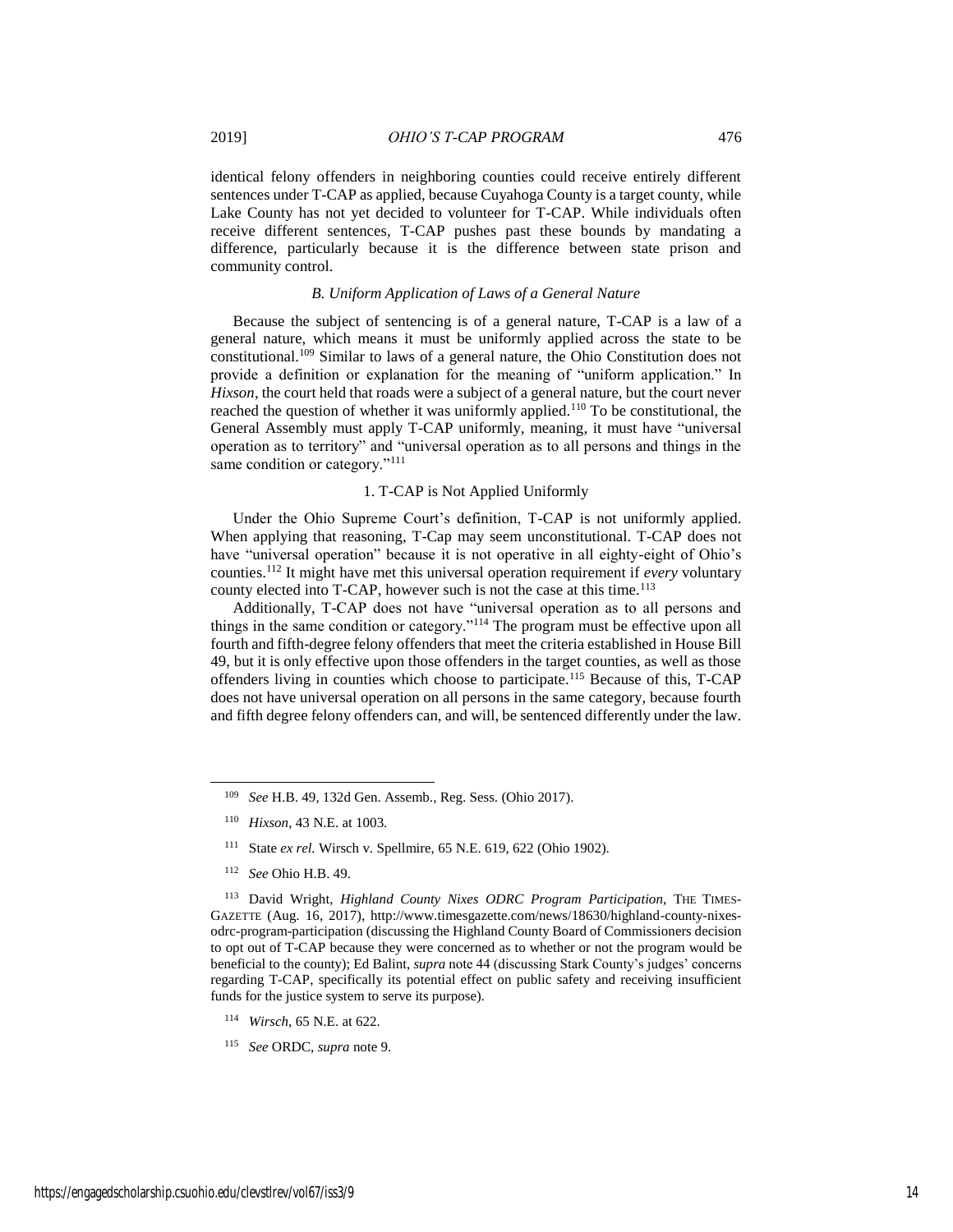identical felony offenders in neighboring counties could receive entirely different sentences under T-CAP as applied, because Cuyahoga County is a target county, while Lake County has not yet decided to volunteer for T-CAP. While individuals often receive different sentences, T-CAP pushes past these bounds by mandating a difference, particularly because it is the difference between state prison and community control.

### *B. Uniform Application of Laws of a General Nature*

Because the subject of sentencing is of a general nature, T-CAP is a law of a general nature, which means it must be uniformly applied across the state to be constitutional.[109] Similar to laws of a general nature, the Ohio Constitution does not provide a definition or explanation for the meaning of "uniform application." In *Hixson*, the court held that roads were a subject of a general nature, but the court never reached the question of whether it was uniformly applied.[110] To be constitutional, the General Assembly must apply T-CAP uniformly, meaning, it must have "universal operation as to territory" and "universal operation as to all persons and things in the same condition or category."[111]

#### 1. T-CAP is Not Applied Uniformly

Under the Ohio Supreme Court's definition, T-CAP is not uniformly applied. When applying that reasoning, T-Cap may seem unconstitutional. T-CAP does not have "universal operation" because it is not operative in all eighty-eight of Ohio's counties.[112] It might have met this universal operation requirement if *every* voluntary county elected into T-CAP, however such is not the case at this time.[113]

Additionally, T-CAP does not have "universal operation as to all persons and things in the same condition or category."[114] The program must be effective upon all fourth and fifth-degree felony offenders that meet the criteria established in House Bill 49, but it is only effective upon those offenders in the target counties, as well as those offenders living in counties which choose to participate.[115] Because of this, T-CAP does not have universal operation on all persons in the same category, because fourth and fifth degree felony offenders can, and will, be sentenced differently under the law.

---

[109] *See* H.B. 49, 132d Gen. Assemb., Reg. Sess. (Ohio 2017).

[110] *Hixson*, 43 N.E. at 1003.

[111] State *ex rel.* Wirsch v. Spellmire, 65 N.E. 619, 622 (Ohio 1902).

[112] *See* Ohio H.B. 49.

[113] David Wright, *Highland County Nixes ODRC Program Participation*, THE TIMES-GAZETTE (Aug. 16, 2017), http://www.timesgazette.com/news/18630/highland-county-nixes-odrc-program-participation (discussing the Highland County Board of Commissioners decision to opt out of T-CAP because they were concerned as to whether or not the program would be beneficial to the county); Ed Balint, *supra* note 44 (discussing Stark County's judges' concerns regarding T-CAP, specifically its potential effect on public safety and receiving insufficient funds for the justice system to serve its purpose).

[114] *Wirsch*, 65 N.E. at 622.

[115] *See* ORDC, *supra* note 9.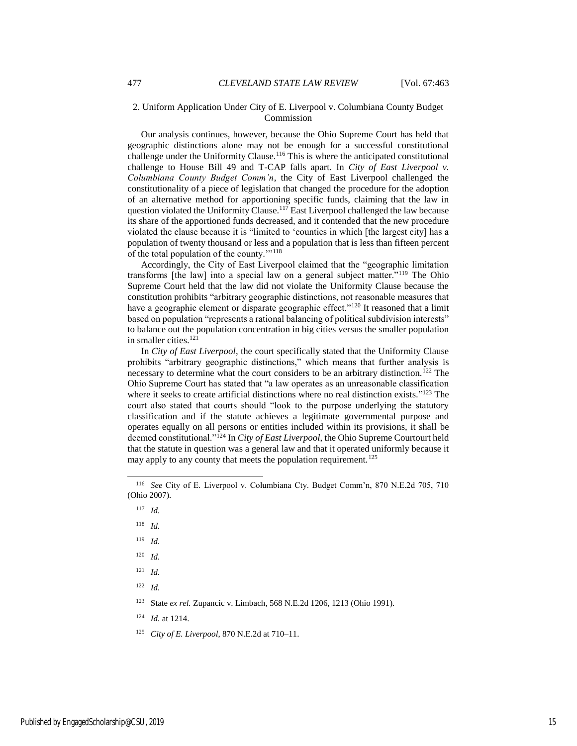### 2. Uniform Application Under City of E. Liverpool v. Columbiana County Budget Commission

Our analysis continues, however, because the Ohio Supreme Court has held that geographic distinctions alone may not be enough for a successful constitutional challenge under the Uniformity Clause.[116] This is where the anticipated constitutional challenge to House Bill 49 and T-CAP falls apart. In *City of East Liverpool v. Columbiana County Budget Comm'n*, the City of East Liverpool challenged the constitutionality of a piece of legislation that changed the procedure for the adoption of an alternative method for apportioning specific funds, claiming that the law in question violated the Uniformity Clause.[117] East Liverpool challenged the law because its share of the apportioned funds decreased, and it contended that the new procedure violated the clause because it is "limited to 'counties in which [the largest city] has a population of twenty thousand or less and a population that is less than fifteen percent of the total population of the county.'"[118]

Accordingly, the City of East Liverpool claimed that the "geographic limitation transforms [the law] into a special law on a general subject matter."[119] The Ohio Supreme Court held that the law did not violate the Uniformity Clause because the constitution prohibits "arbitrary geographic distinctions, not reasonable measures that have a geographic element or disparate geographic effect."[120] It reasoned that a limit based on population "represents a rational balancing of political subdivision interests" to balance out the population concentration in big cities versus the smaller population in smaller cities.[121]

In *City of East Liverpool*, the court specifically stated that the Uniformity Clause prohibits "arbitrary geographic distinctions," which means that further analysis is necessary to determine what the court considers to be an arbitrary distinction.[122] The Ohio Supreme Court has stated that "a law operates as an unreasonable classification where it seeks to create artificial distinctions where no real distinction exists."[123] The court also stated that courts should "look to the purpose underlying the statutory classification and if the statute achieves a legitimate governmental purpose and operates equally on all persons or entities included within its provisions, it shall be deemed constitutional."[124] In *City of East Liverpool*, the Ohio Supreme Courtourt held that the statute in question was a general law and that it operated uniformly because it may apply to any county that meets the population requirement.[125]

---

[116] *See* City of E. Liverpool v. Columbiana Cty. Budget Comm'n, 870 N.E.2d 705, 710 (Ohio 2007).

[117] *Id.*

[118] *Id.*

[119] *Id.*

[120] *Id.*

[121] *Id.*

[122] *Id.*

[123] State *ex rel.* Zupancic v. Limbach, 568 N.E.2d 1206, 1213 (Ohio 1991).

[124] *Id.* at 1214.

[125] *City of E. Liverpool*, 870 N.E.2d at 710–11.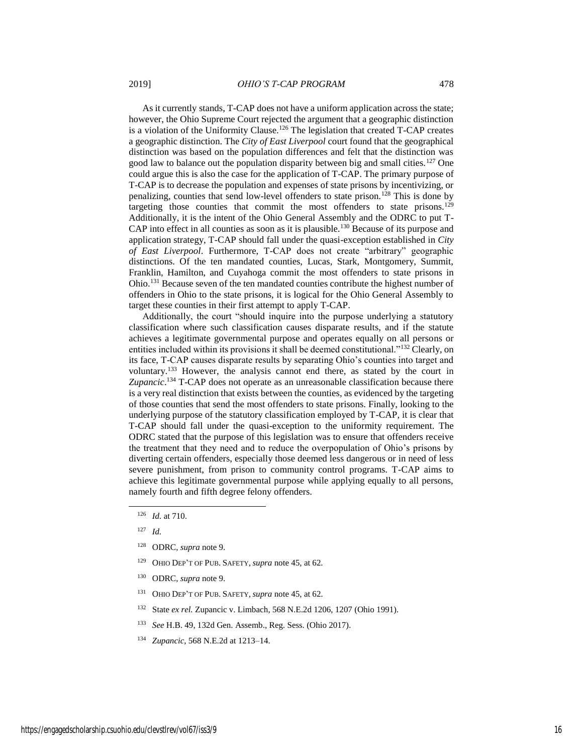As it currently stands, T-CAP does not have a uniform application across the state; however, the Ohio Supreme Court rejected the argument that a geographic distinction is a violation of the Uniformity Clause.[126] The legislation that created T-CAP creates a geographic distinction. The *City of East Liverpool* court found that the geographical distinction was based on the population differences and felt that the distinction was good law to balance out the population disparity between big and small cities.[127] One could argue this is also the case for the application of T-CAP. The primary purpose of T-CAP is to decrease the population and expenses of state prisons by incentivizing, or penalizing, counties that send low-level offenders to state prison.[128] This is done by targeting those counties that commit the most offenders to state prisons.[129] Additionally, it is the intent of the Ohio General Assembly and the ODRC to put T-CAP into effect in all counties as soon as it is plausible.[130] Because of its purpose and application strategy, T-CAP should fall under the quasi-exception established in *City of East Liverpool*. Furthermore, T-CAP does not create "arbitrary" geographic distinctions. Of the ten mandated counties, Lucas, Stark, Montgomery, Summit, Franklin, Hamilton, and Cuyahoga commit the most offenders to state prisons in Ohio.[131] Because seven of the ten mandated counties contribute the highest number of offenders in Ohio to the state prisons, it is logical for the Ohio General Assembly to target these counties in their first attempt to apply T-CAP.

Additionally, the court "should inquire into the purpose underlying a statutory classification where such classification causes disparate results, and if the statute achieves a legitimate governmental purpose and operates equally on all persons or entities included within its provisions it shall be deemed constitutional."[132] Clearly, on its face, T-CAP causes disparate results by separating Ohio's counties into target and voluntary.[133] However, the analysis cannot end there, as stated by the court in *Zupancic*.[134] T-CAP does not operate as an unreasonable classification because there is a very real distinction that exists between the counties, as evidenced by the targeting of those counties that send the most offenders to state prisons. Finally, looking to the underlying purpose of the statutory classification employed by T-CAP, it is clear that T-CAP should fall under the quasi-exception to the uniformity requirement. The ODRC stated that the purpose of this legislation was to ensure that offenders receive the treatment that they need and to reduce the overpopulation of Ohio's prisons by diverting certain offenders, especially those deemed less dangerous or in need of less severe punishment, from prison to community control programs. T-CAP aims to achieve this legitimate governmental purpose while applying equally to all persons, namely fourth and fifth degree felony offenders.

---

[126] *Id.* at 710.

[127] *Id.*

[128] ODRC, *supra* note 9.

[129] OHIO DEP'T OF PUB. SAFETY, *supra* note 45, at 62.

[130] ODRC, *supra* note 9.

[131] OHIO DEP'T OF PUB. SAFETY, *supra* note 45, at 62.

[132] State *ex rel.* Zupancic v. Limbach, 568 N.E.2d 1206, 1207 (Ohio 1991).

[133] *See* H.B. 49, 132d Gen. Assemb., Reg. Sess. (Ohio 2017).

[134] *Zupancic*, 568 N.E.2d at 1213–14.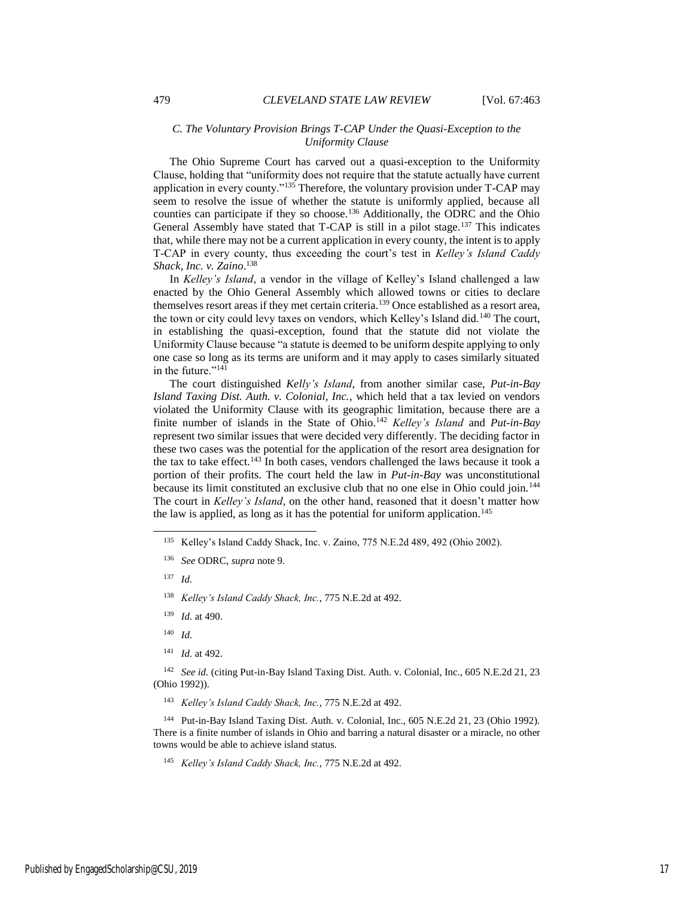### *C. The Voluntary Provision Brings T-CAP Under the Quasi-Exception to the Uniformity Clause*

The Ohio Supreme Court has carved out a quasi-exception to the Uniformity Clause, holding that "uniformity does not require that the statute actually have current application in every county."[135] Therefore, the voluntary provision under T-CAP may seem to resolve the issue of whether the statute is uniformly applied, because all counties can participate if they so choose.[136] Additionally, the ODRC and the Ohio General Assembly have stated that T-CAP is still in a pilot stage.[137] This indicates that, while there may not be a current application in every county, the intent is to apply T-CAP in every county, thus exceeding the court's test in *Kelley's Island Caddy Shack, Inc. v. Zaino*.[138]

In *Kelley's Island*, a vendor in the village of Kelley's Island challenged a law enacted by the Ohio General Assembly which allowed towns or cities to declare themselves resort areas if they met certain criteria.[139] Once established as a resort area, the town or city could levy taxes on vendors, which Kelley's Island did.[140] The court, in establishing the quasi-exception, found that the statute did not violate the Uniformity Clause because "a statute is deemed to be uniform despite applying to only one case so long as its terms are uniform and it may apply to cases similarly situated in the future."[141]

The court distinguished *Kelly's Island*, from another similar case, *Put-in-Bay Island Taxing Dist. Auth. v. Colonial, Inc.*, which held that a tax levied on vendors violated the Uniformity Clause with its geographic limitation, because there are a finite number of islands in the State of Ohio.[142] *Kelley's Island* and *Put-in-Bay* represent two similar issues that were decided very differently. The deciding factor in these two cases was the potential for the application of the resort area designation for the tax to take effect.[143] In both cases, vendors challenged the laws because it took a portion of their profits. The court held the law in *Put-in-Bay* was unconstitutional because its limit constituted an exclusive club that no one else in Ohio could join.[144] The court in *Kelley's Island*, on the other hand, reasoned that it doesn't matter how the law is applied, as long as it has the potential for uniform application.[145]

---

[135] Kelley's Island Caddy Shack, Inc. v. Zaino, 775 N.E.2d 489, 492 (Ohio 2002).

[136] *See* ODRC, *supra* note 9.

[137] *Id.*

[138] *Kelley's Island Caddy Shack, Inc.*, 775 N.E.2d at 492.

[139] *Id.* at 490.

[140] *Id.*

[141] *Id.* at 492.

[142] *See id.* (citing Put-in-Bay Island Taxing Dist. Auth. v. Colonial, Inc., 605 N.E.2d 21, 23 (Ohio 1992)).

[143] *Kelley's Island Caddy Shack, Inc.*, 775 N.E.2d at 492.

[144] Put-in-Bay Island Taxing Dist. Auth. v. Colonial, Inc., 605 N.E.2d 21, 23 (Ohio 1992). There is a finite number of islands in Ohio and barring a natural disaster or a miracle, no other towns would be able to achieve island status.

[145] *Kelley's Island Caddy Shack, Inc.*, 775 N.E.2d at 492.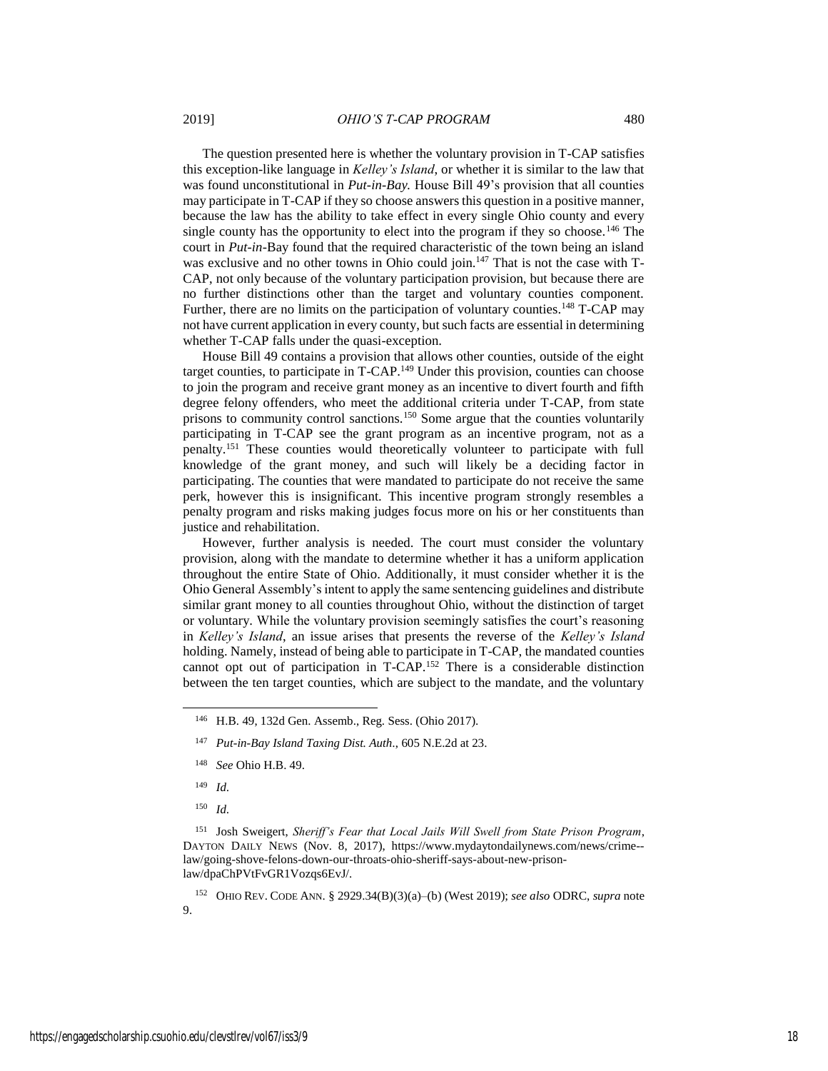The question presented here is whether the voluntary provision in T-CAP satisfies this exception-like language in *Kelley's Island*, or whether it is similar to the law that was found unconstitutional in *Put-in-Bay.* House Bill 49's provision that all counties may participate in T-CAP if they so choose answers this question in a positive manner, because the law has the ability to take effect in every single Ohio county and every single county has the opportunity to elect into the program if they so choose.[146] The court in *Put-in-*Bay found that the required characteristic of the town being an island was exclusive and no other towns in Ohio could join.[147] That is not the case with T-CAP, not only because of the voluntary participation provision, but because there are no further distinctions other than the target and voluntary counties component. Further, there are no limits on the participation of voluntary counties.[148] T-CAP may not have current application in every county, but such facts are essential in determining whether T-CAP falls under the quasi-exception.

House Bill 49 contains a provision that allows other counties, outside of the eight target counties, to participate in T-CAP.[149] Under this provision, counties can choose to join the program and receive grant money as an incentive to divert fourth and fifth degree felony offenders, who meet the additional criteria under T-CAP, from state prisons to community control sanctions.[150] Some argue that the counties voluntarily participating in T-CAP see the grant program as an incentive program, not as a penalty.[151] These counties would theoretically volunteer to participate with full knowledge of the grant money, and such will likely be a deciding factor in participating. The counties that were mandated to participate do not receive the same perk, however this is insignificant. This incentive program strongly resembles a penalty program and risks making judges focus more on his or her constituents than justice and rehabilitation.

However, further analysis is needed. The court must consider the voluntary provision, along with the mandate to determine whether it has a uniform application throughout the entire State of Ohio. Additionally, it must consider whether it is the Ohio General Assembly's intent to apply the same sentencing guidelines and distribute similar grant money to all counties throughout Ohio, without the distinction of target or voluntary. While the voluntary provision seemingly satisfies the court's reasoning in *Kelley's Island*, an issue arises that presents the reverse of the *Kelley's Island* holding. Namely, instead of being able to participate in T-CAP, the mandated counties cannot opt out of participation in T-CAP.[152] There is a considerable distinction between the ten target counties, which are subject to the mandate, and the voluntary

---

[146] H.B. 49, 132d Gen. Assemb., Reg. Sess. (Ohio 2017).

[147] *Put-in-Bay Island Taxing Dist. Auth.*, 605 N.E.2d at 23.

[148] *See* Ohio H.B. 49.

[149] *Id.*

[150] *Id.*

[151] Josh Sweigert, *Sheriff's Fear that Local Jails Will Swell from State Prison Program*, DAYTON DAILY NEWS (Nov. 8, 2017), https://www.mydaytondailynews.com/news/crime--law/going-shove-felons-down-our-throats-ohio-sheriff-says-about-new-prison-law/dpaChPVtFvGR1Vozqs6EvJ/.

[152] OHIO REV. CODE ANN. § 2929.34(B)(3)(a)–(b) (West 2019); *see also* ODRC, *supra* note 9.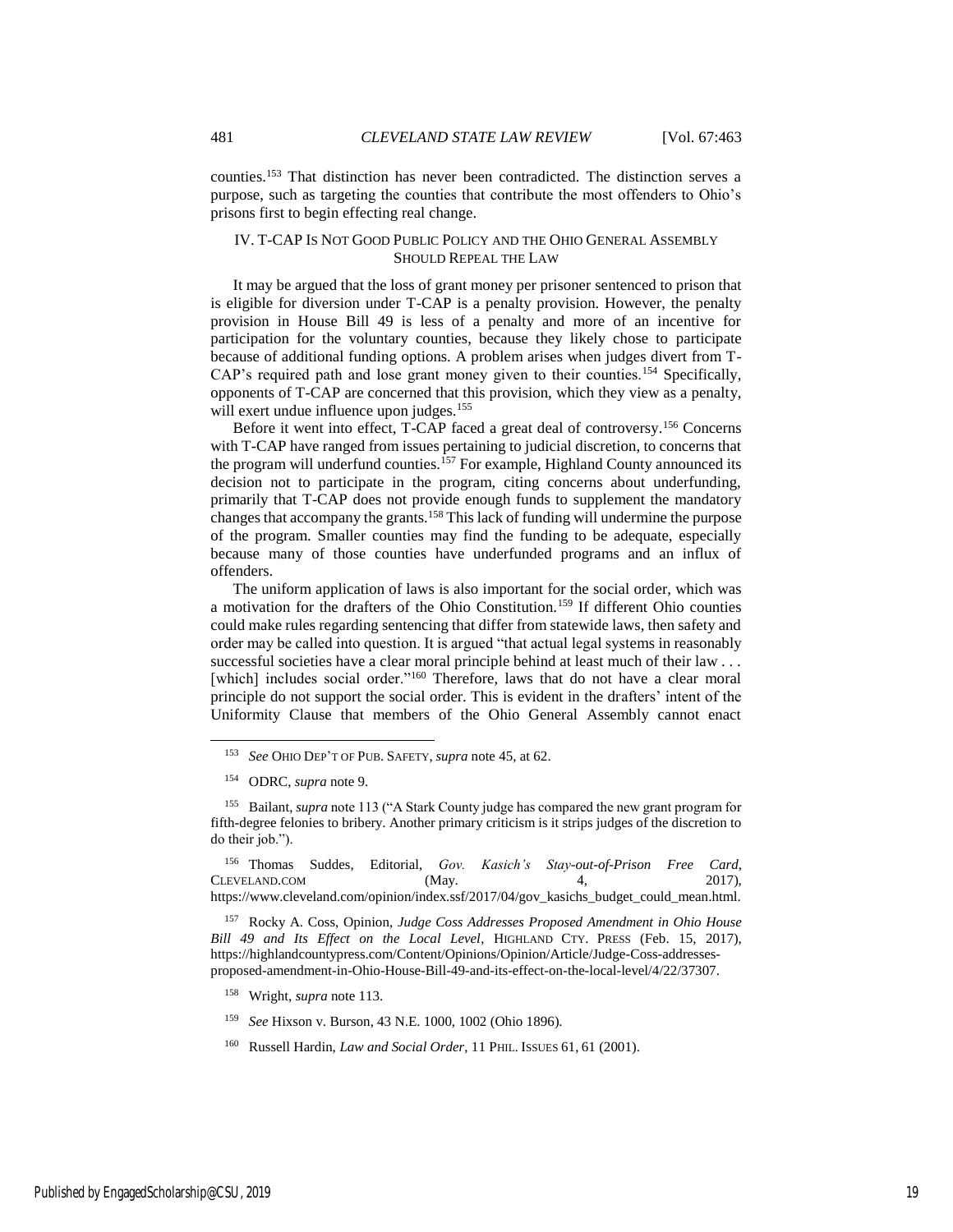counties.[153] That distinction has never been contradicted. The distinction serves a purpose, such as targeting the counties that contribute the most offenders to Ohio's prisons first to begin effecting real change.

## IV. T-CAP IS NOT GOOD PUBLIC POLICY AND THE OHIO GENERAL ASSEMBLY SHOULD REPEAL THE LAW

It may be argued that the loss of grant money per prisoner sentenced to prison that is eligible for diversion under T-CAP is a penalty provision. However, the penalty provision in House Bill 49 is less of a penalty and more of an incentive for participation for the voluntary counties, because they likely chose to participate because of additional funding options. A problem arises when judges divert from T-CAP's required path and lose grant money given to their counties.[154] Specifically, opponents of T-CAP are concerned that this provision, which they view as a penalty, will exert undue influence upon judges.[155]

Before it went into effect, T-CAP faced a great deal of controversy.[156] Concerns with T-CAP have ranged from issues pertaining to judicial discretion, to concerns that the program will underfund counties.[157] For example, Highland County announced its decision not to participate in the program, citing concerns about underfunding, primarily that T-CAP does not provide enough funds to supplement the mandatory changes that accompany the grants.[158] This lack of funding will undermine the purpose of the program. Smaller counties may find the funding to be adequate, especially because many of those counties have underfunded programs and an influx of offenders.

The uniform application of laws is also important for the social order, which was a motivation for the drafters of the Ohio Constitution.[159] If different Ohio counties could make rules regarding sentencing that differ from statewide laws, then safety and order may be called into question. It is argued "that actual legal systems in reasonably successful societies have a clear moral principle behind at least much of their law . . . [which] includes social order."[160] Therefore, laws that do not have a clear moral principle do not support the social order. This is evident in the drafters' intent of the Uniformity Clause that members of the Ohio General Assembly cannot enact

---

[153] *See* OHIO DEP'T OF PUB. SAFETY, *supra* note 45, at 62.

[154] ODRC, *supra* note 9.

[155] Bailant, *supra* note 113 ("A Stark County judge has compared the new grant program for fifth-degree felonies to bribery. Another primary criticism is it strips judges of the discretion to do their job.").

[156] Thomas Suddes, Editorial, *Gov. Kasich's Stay-out-of-Prison Free Card*, CLEVELAND.COM (May. 4, 2017), https://www.cleveland.com/opinion/index.ssf/2017/04/gov_kasichs_budget_could_mean.html.

[157] Rocky A. Coss, Opinion, *Judge Coss Addresses Proposed Amendment in Ohio House Bill 49 and Its Effect on the Local Level*, HIGHLAND CTY. PRESS (Feb. 15, 2017), https://highlandcountypress.com/Content/Opinions/Opinion/Article/Judge-Coss-addresses-proposed-amendment-in-Ohio-House-Bill-49-and-its-effect-on-the-local-level/4/22/37307.

[158] Wright, *supra* note 113.

[159] *See* Hixson v. Burson, 43 N.E. 1000, 1002 (Ohio 1896).

[160] Russell Hardin, *Law and Social Order*, 11 PHIL. ISSUES 61, 61 (2001).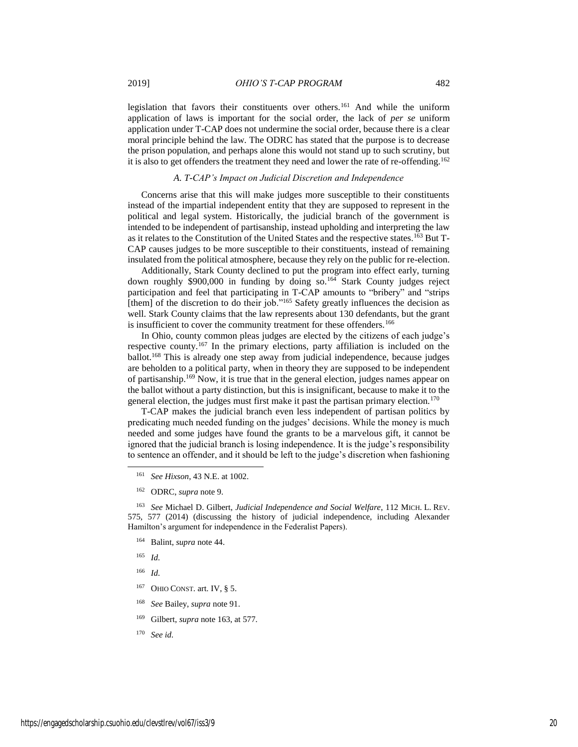legislation that favors their constituents over others.[161] And while the uniform application of laws is important for the social order, the lack of *per se* uniform application under T-CAP does not undermine the social order, because there is a clear moral principle behind the law. The ODRC has stated that the purpose is to decrease the prison population, and perhaps alone this would not stand up to such scrutiny, but it is also to get offenders the treatment they need and lower the rate of re-offending.[162]

### *A. T-CAP's Impact on Judicial Discretion and Independence*

Concerns arise that this will make judges more susceptible to their constituents instead of the impartial independent entity that they are supposed to represent in the political and legal system. Historically, the judicial branch of the government is intended to be independent of partisanship, instead upholding and interpreting the law as it relates to the Constitution of the United States and the respective states.[163] But T-CAP causes judges to be more susceptible to their constituents, instead of remaining insulated from the political atmosphere, because they rely on the public for re-election.

Additionally, Stark County declined to put the program into effect early, turning down roughly $900,000 in funding by doing so.[164] Stark County judges reject participation and feel that participating in T-CAP amounts to "bribery" and "strips [them] of the discretion to do their job."[165] Safety greatly influences the decision as well. Stark County claims that the law represents about 130 defendants, but the grant is insufficient to cover the community treatment for these offenders.[166]

In Ohio, county common pleas judges are elected by the citizens of each judge's respective county.[167] In the primary elections, party affiliation is included on the ballot.[168] This is already one step away from judicial independence, because judges are beholden to a political party, when in theory they are supposed to be independent of partisanship.[169] Now, it is true that in the general election, judges names appear on the ballot without a party distinction, but this is insignificant, because to make it to the general election, the judges must first make it past the partisan primary election.[170]

T-CAP makes the judicial branch even less independent of partisan politics by predicating much needed funding on the judges' decisions. While the money is much needed and some judges have found the grants to be a marvelous gift, it cannot be ignored that the judicial branch is losing independence. It is the judge's responsibility to sentence an offender, and it should be left to the judge's discretion when fashioning

---

[161] *See Hixson*, 43 N.E. at 1002.

[162] ODRC, *supra* note 9.

[163] *See* Michael D. Gilbert, *Judicial Independence and Social Welfare*, 112 MICH. L. REV. 575, 577 (2014) (discussing the history of judicial independence, including Alexander Hamilton's argument for independence in the Federalist Papers).

[164] Balint, *supra* note 44.

[165] *Id.*

[166] *Id.*

[167] OHIO CONST. art. IV, § 5.

[168] *See* Bailey, *supra* note 91.

[169] Gilbert, *supra* note 163, at 577.

[170] *See id.*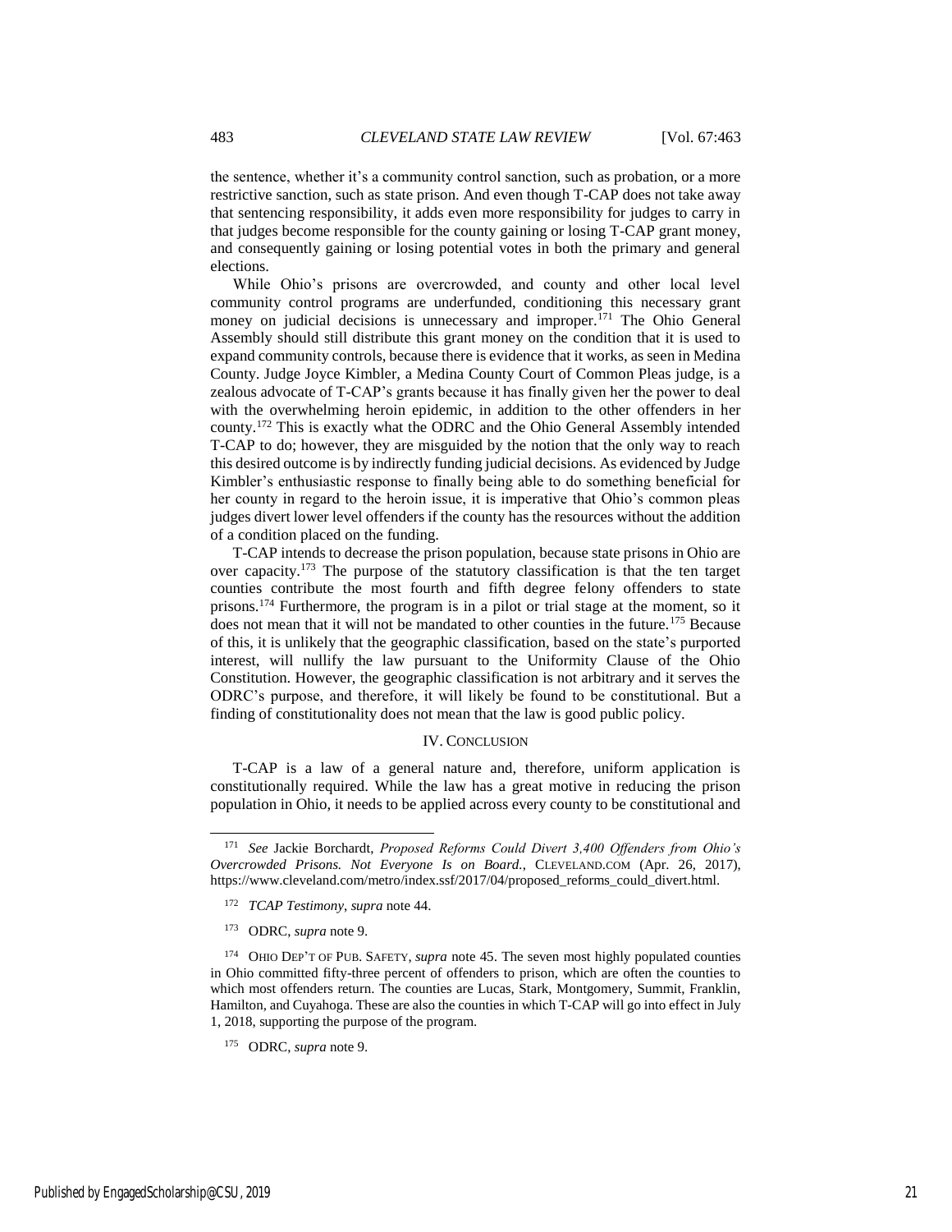the sentence, whether it's a community control sanction, such as probation, or a more restrictive sanction, such as state prison. And even though T-CAP does not take away that sentencing responsibility, it adds even more responsibility for judges to carry in that judges become responsible for the county gaining or losing T-CAP grant money, and consequently gaining or losing potential votes in both the primary and general elections.

While Ohio's prisons are overcrowded, and county and other local level community control programs are underfunded, conditioning this necessary grant money on judicial decisions is unnecessary and improper.[171] The Ohio General Assembly should still distribute this grant money on the condition that it is used to expand community controls, because there is evidence that it works, as seen in Medina County. Judge Joyce Kimbler, a Medina County Court of Common Pleas judge, is a zealous advocate of T-CAP's grants because it has finally given her the power to deal with the overwhelming heroin epidemic, in addition to the other offenders in her county.[172] This is exactly what the ODRC and the Ohio General Assembly intended T-CAP to do; however, they are misguided by the notion that the only way to reach this desired outcome is by indirectly funding judicial decisions. As evidenced by Judge Kimbler's enthusiastic response to finally being able to do something beneficial for her county in regard to the heroin issue, it is imperative that Ohio's common pleas judges divert lower level offenders if the county has the resources without the addition of a condition placed on the funding.

T-CAP intends to decrease the prison population, because state prisons in Ohio are over capacity.[173] The purpose of the statutory classification is that the ten target counties contribute the most fourth and fifth degree felony offenders to state prisons.[174] Furthermore, the program is in a pilot or trial stage at the moment, so it does not mean that it will not be mandated to other counties in the future.[175] Because of this, it is unlikely that the geographic classification, based on the state's purported interest, will nullify the law pursuant to the Uniformity Clause of the Ohio Constitution. However, the geographic classification is not arbitrary and it serves the ODRC's purpose, and therefore, it will likely be found to be constitutional. But a finding of constitutionality does not mean that the law is good public policy.

## IV. Conclusion

T-CAP is a law of a general nature and, therefore, uniform application is constitutionally required. While the law has a great motive in reducing the prison population in Ohio, it needs to be applied across every county to be constitutional and

---

[171] *See* Jackie Borchardt, *Proposed Reforms Could Divert 3,400 Offenders from Ohio's Overcrowded Prisons. Not Everyone Is on Board.*, CLEVELAND.COM (Apr. 26, 2017), https://www.cleveland.com/metro/index.ssf/2017/04/proposed_reforms_could_divert.html.

[172] *TCAP Testimony*, *supra* note 44.

[173] ODRC, *supra* note 9.

[174] OHIO DEP'T OF PUB. SAFETY, *supra* note 45. The seven most highly populated counties in Ohio committed fifty-three percent of offenders to prison, which are often the counties to which most offenders return. The counties are Lucas, Stark, Montgomery, Summit, Franklin, Hamilton, and Cuyahoga. These are also the counties in which T-CAP will go into effect in July 1, 2018, supporting the purpose of the program.

[175] ODRC, *supra* note 9.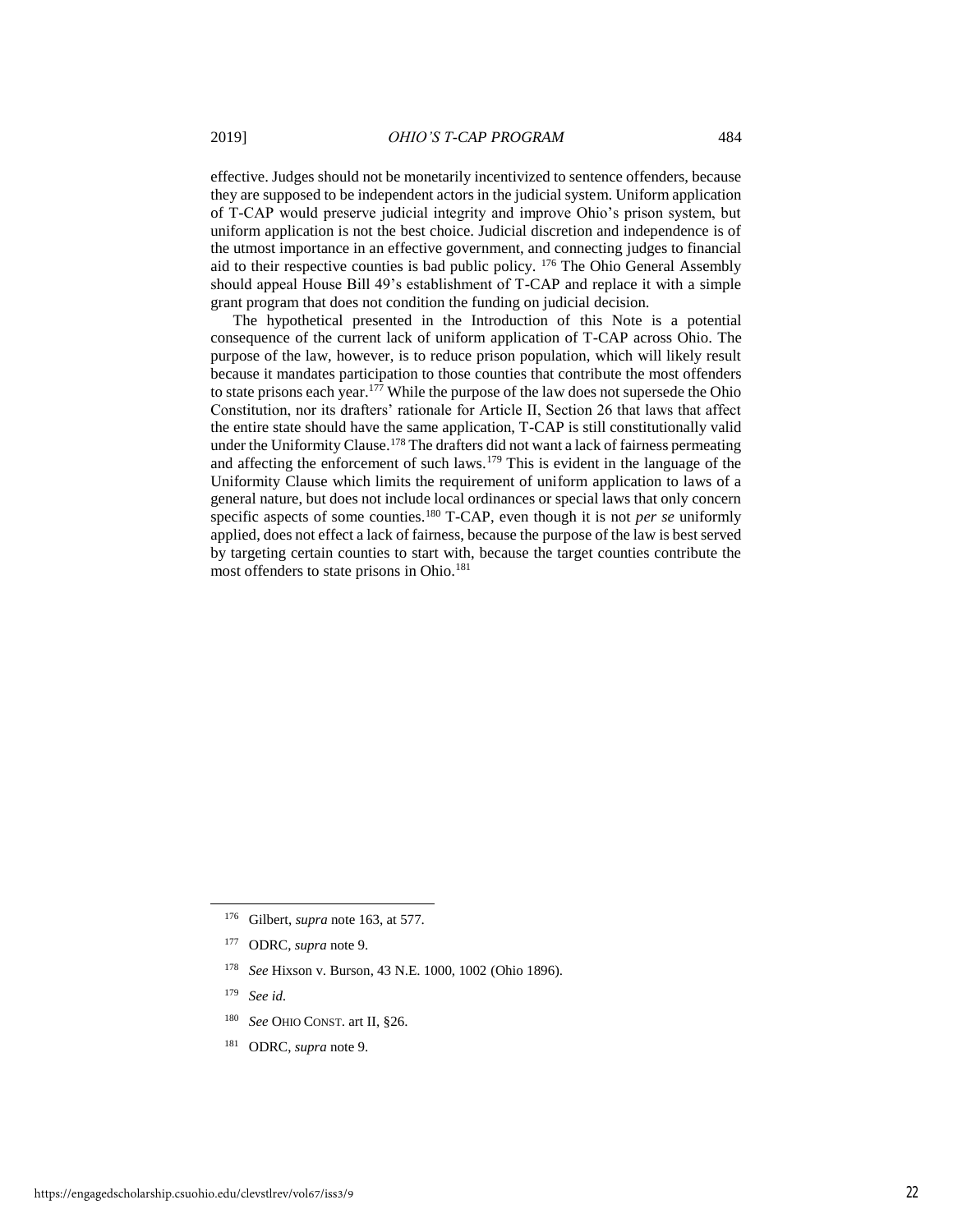effective. Judges should not be monetarily incentivized to sentence offenders, because they are supposed to be independent actors in the judicial system. Uniform application of T-CAP would preserve judicial integrity and improve Ohio's prison system, but uniform application is not the best choice. Judicial discretion and independence is of the utmost importance in an effective government, and connecting judges to financial aid to their respective counties is bad public policy. [176] The Ohio General Assembly should appeal House Bill 49's establishment of T-CAP and replace it with a simple grant program that does not condition the funding on judicial decision.

The hypothetical presented in the Introduction of this Note is a potential consequence of the current lack of uniform application of T-CAP across Ohio. The purpose of the law, however, is to reduce prison population, which will likely result because it mandates participation to those counties that contribute the most offenders to state prisons each year.[177] While the purpose of the law does not supersede the Ohio Constitution, nor its drafters' rationale for Article II, Section 26 that laws that affect the entire state should have the same application, T-CAP is still constitutionally valid under the Uniformity Clause.[178] The drafters did not want a lack of fairness permeating and affecting the enforcement of such laws.[179] This is evident in the language of the Uniformity Clause which limits the requirement of uniform application to laws of a general nature, but does not include local ordinances or special laws that only concern specific aspects of some counties.[180] T-CAP, even though it is not *per se* uniformly applied, does not effect a lack of fairness, because the purpose of the law is best served by targeting certain counties to start with, because the target counties contribute the most offenders to state prisons in Ohio.[181]

---

[176] Gilbert, *supra* note 163, at 577.

[177] ODRC, *supra* note 9.

[178] *See* Hixson v. Burson, 43 N.E. 1000, 1002 (Ohio 1896).

[179] *See id.*

[180] *See* OHIO CONST. art II, §26.

[181] ODRC, *supra* note 9.